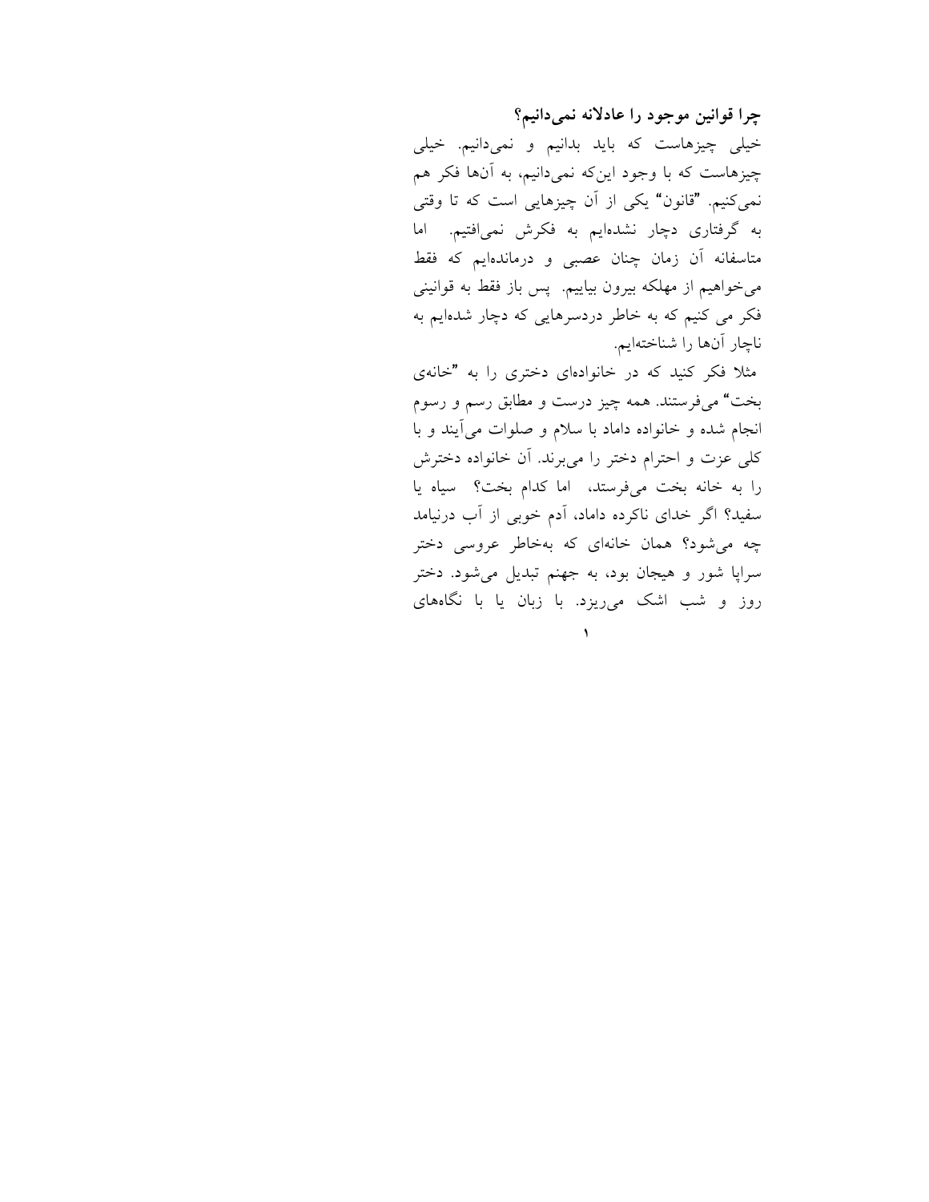**چرا قوانین موجود را عادلانه نمی‌دانیم؟**

خیلی چیزهاست که باید بدانیم و نمی‌دانیم. خیلی چیزهاست که با وجود این‌که نمی‌دانیم، به آن‌ها فکر هم نمی‌کنیم. "قانون" یکی از آن چیزهایی است که تا وقتی به گرفتاری دچار نشده‌ایم به فکرش نمی‌افتیم. اما متاسفانه آن زمان چنان عصبی و درمانده‌ایم که فقط می‌خواهیم از مهلکه بیرون بیاییم. پس باز فقط به قوانینی فکر می کنیم که به خاطر دردسرهایی که دچار شده‌ایم به ناچار آن‌ها را شناخته‌ایم.

مثلا فکر کنید که در خانواده‌ای دختری را به "خانه‌ی بخت" می‌فرستند. همه چیز درست و مطابق رسم و رسوم انجام شده و خانواده داماد با سلام و صلوات می‌آیند و با کلی عزت و احترام دختر را می‌برند. آن خانواده دخترش را به خانه بخت می‌فرستد، اما کدام بخت؟ سیاه یا سفید؟ اگر خدای ناکرده داماد، آدم خوبی از آب درنیامد چه می‌شود؟ همان خانه‌ای که به‌خاطر عروسی دختر سراپا شور و هیجان بود، به جهنم تبدیل می‌شود. دختر روز و شب اشک می‌ریزد. با زبان یا با نگاه‌های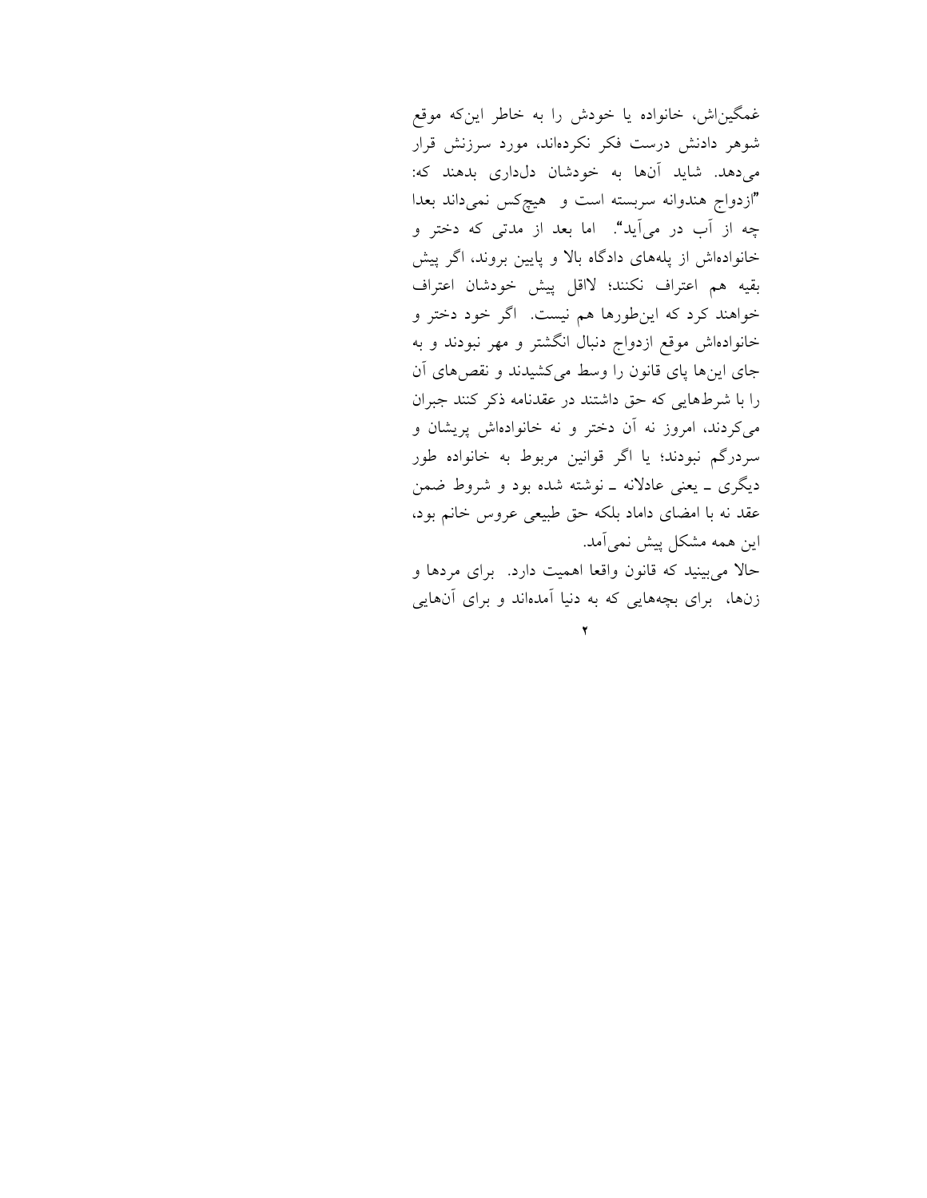غمگین‌اش، خانواده یا خودش را به خاطر این‌که موقع شوهر دادنش درست فکر نکرده‌اند، مورد سرزنش قرار می‌دهد. شاید آن‌ها به خودشان دل‌داری بدهند که: "ازدواج هندوانه سربسته است و  هیچ‌کس نمی‌داند بعدا چه از آب در می‌آید". اما بعد از مدتی که دختر و خانواده‌اش از پله‌های دادگاه بالا و پایین بروند، اگر پیش بقیه هم اعتراف نکنند؛ لااقل پیش خودشان اعتراف خواهند کرد که این‌طورها هم نیست. اگر خود دختر و خانواده‌اش موقع ازدواج دنبال انگشتر و مهر نبودند و به جای این‌ها پای قانون را وسط می‌کشیدند و نقص‌های آن را با شرط‌هایی که حق داشتند در عقدنامه ذکر کنند جبران می‌کردند، امروز نه آن دختر و نه خانواده‌اش پریشان و سردرگم نبودند؛ یا اگر قوانین مربوط به خانواده طور دیگری ـ یعنی عادلانه ـ نوشته شده بود و شروط ضمن عقد نه با امضای داماد بلکه حق طبیعی عروس خانم بود، این همه مشکل پیش نمی‌آمد.

حالا می‌بینید که قانون واقعا اهمیت دارد. برای مردها و زن‌ها، برای بچه‌هایی که به دنیا آمده‌اند و برای آن‌هایی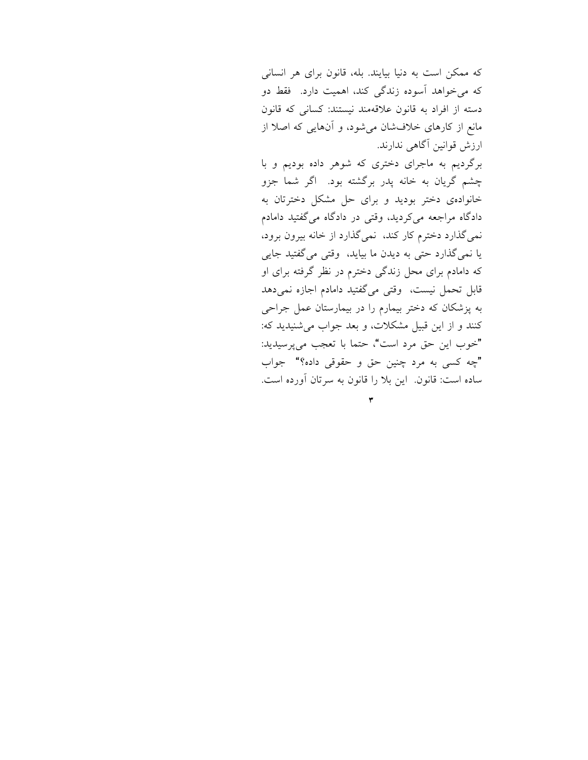که ممکن است به دنیا بیایند. بله، قانون برای هر انسانی که می‌خواهد آسوده زندگی کند، اهمیت دارد.  فقط دو دسته از افراد به قانون علاقه‌مند نیستند: کسانی که قانون مانع از کارهای خلاف‌شان می‌شود، و آن‌هایی که اصلا از ارزش قوانین آگاهی ندارند.

برگردیم به ماجرای دختری که شوهر داده بودیم و با چشم گریان به خانه پدر برگشته بود.  اگر شما جزو خانواده‌ی دختر بودید و برای حل مشکل دخترتان به دادگاه مراجعه می‌کردید، وقتی در دادگاه می‌گفتید دامادم نمی‌گذارد دخترم کار کند،  نمی‌گذارد از خانه بیرون برود، یا نمی‌گذارد حتی به دیدن ما بیاید،  وقتی می‌گفتید جایی که دامادم برای محل زندگی دخترم در نظر گرفته برای او قابل تحمل نیست،  وقتی می‌گفتید دامادم اجازه نمی‌دهد به پزشکان که دختر بیمارم را در بیمارستان عمل جراحی کنند و از این قبیل مشکلات، و بعد جواب می‌شنیدید که: "خوب این حق مرد است"، حتما با تعجب می‌پرسیدید: "چه کسی به مرد چنین حق و حقوقی داده؟"  جواب ساده است: قانون.  این بلا را قانون به سرتان آورده است.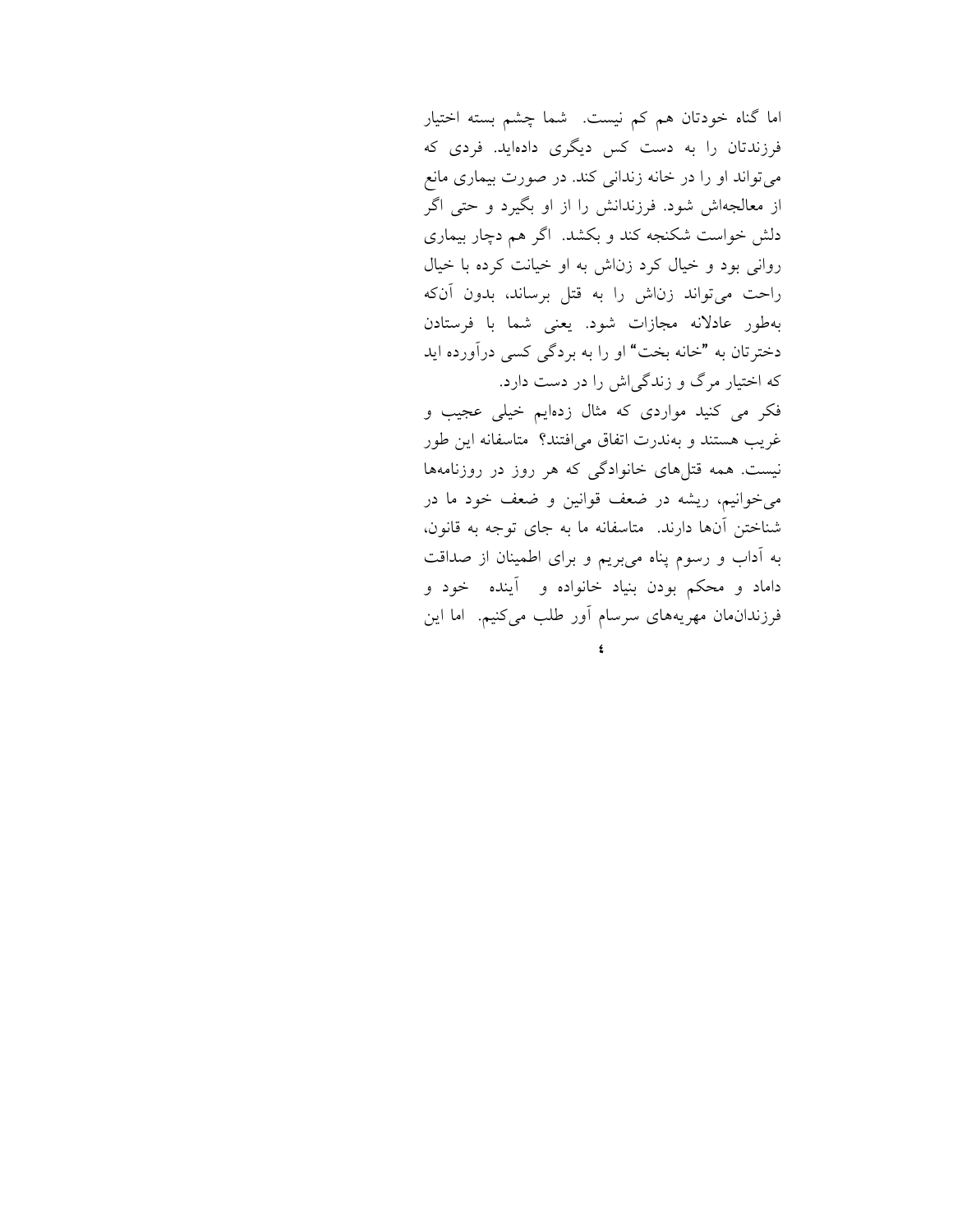اما گناه خودتان هم کم نیست. شما چشم بسته اختیار فرزندتان را به دست کس دیگری داده‌اید. فردی که می‌تواند او را در خانه زندانی کند. در صورت بیماری مانع از معالجه‌اش شود. فرزندانش را از او بگیرد و حتی اگر دلش خواست شکنجه کند و بکشد. اگر هم دچار بیماری روانی بود و خیال کرد زناش به او خیانت کرده با خیال راحت می‌تواند زناش را به قتل برساند، بدون آن‌که به‌طور عادلانه مجازات شود. یعنی شما با فرستادن دخترتان به "خانه بخت" او را به بردگی کسی درآورده اید که اختیار مرگ و زندگی‌اش را در دست دارد.

فکر می کنید مواردی که مثال زده‌ایم خیلی عجیب و غریب هستند و به‌ندرت اتفاق می‌افتند؟ متاسفانه این طور نیست. همه قتل‌های خانوادگی که هر روز در روزنامه‌ها می‌خوانیم، ریشه در ضعف قوانین و ضعف خود ما در شناختن آن‌ها دارند. متاسفانه ما به جای توجه به قانون، به آداب و رسوم پناه می‌بریم و برای اطمینان از صداقت داماد و محکم بودن بنیاد خانواده و آینده خود و فرزندان‌مان مهریه‌های سرسام آور طلب می‌کنیم. اما این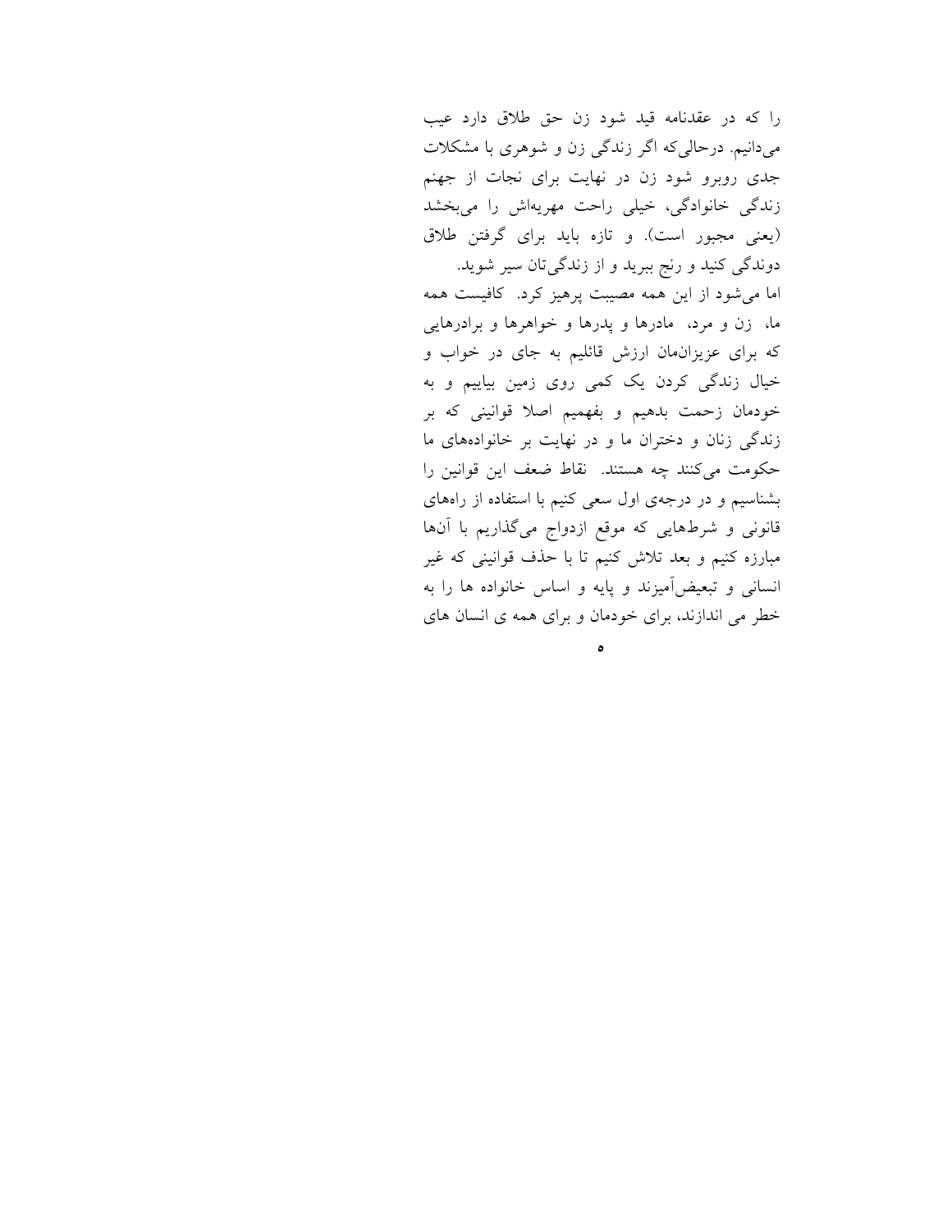را که در عقدنامه قید شود زن حق طلاق دارد عیب می‌دانیم. درحالی‌که اگر زندگی زن و شوهری با مشکلات جدی روبرو شود زن در نهایت برای نجات از جهنم زندگی خانوادگی، خیلی راحت مهریه‌اش را می‌بخشد (یعنی مجبور است). و تازه باید برای گرفتن طلاق دوندگی کنید و رنج ببرید و از زندگی‌تان سیر شوید.

اما می‌شود از این همه مصیبت پرهیز کرد. کافیست همه ما، زن و مرد، مادرها و پدرها و خواهرها و برادرهایی که برای عزیزانمان ارزش قائلیم به جای در خواب و خیال زندگی کردن یک کمی روی زمین بیاییم و به خودمان زحمت بدهیم و بفهمیم اصلا قوانینی که بر زندگی زنان و دختران ما و در نهایت بر خانواده‌های ما حکومت می‌کنند چه هستند. نقاط ضعف این قوانین را بشناسیم و در درجه‌ی اول سعی کنیم با استفاده از راه‌های قانونی و شرطهایی که موقع ازدواج می‌گذاریم با آنها مبارزه کنیم و بعد تلاش کنیم تا با حذف قوانینی که غیر انسانی و تبعیض‌آمیزند و پایه و اساس خانواده ها را به خطر می اندازند، برای خودمان و برای همه ی انسان های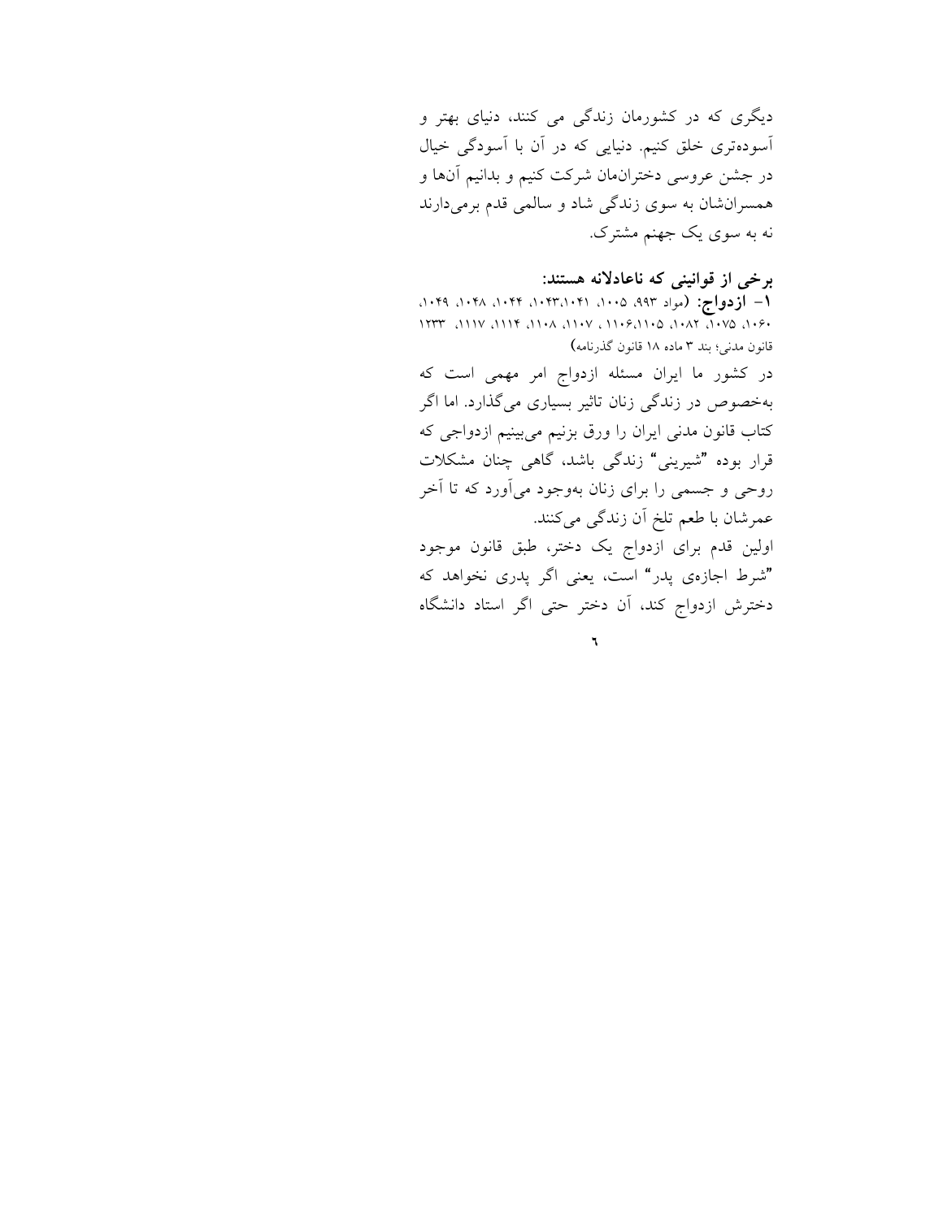دیگری که در کشورمان زندگی می کنند، دنیای بهتر و آسوده‌تری خلق کنیم. دنیایی که در آن با آسودگی خیال در جشن عروسی دخترانمان شرکت کنیم و بدانیم آن‌ها و همسرانشان به سوی زندگی شاد و سالمی قدم برمی‌دارند نه به سوی یک جهنم مشترک.

**برخی از قوانینی که ناعادلانه هستند:**

**۱- ازدواج:** (مواد ۹۹۳، ۱۰۰۵، ۱۰۴۱،۱۰۴۳، ۱۰۴۴، ۱۰۴۸، ۱۰۴۹، ۱۰۶۰، ۱۰۷۵، ۱۰۸۲، ۱۱۰۵،۱۱۰۶ ، ۱۱۰۷، ۱۱۰۸، ۱۱۱۴، ۱۱۱۷، ۱۲۳۳ قانون مدنی؛ بند ۳ ماده ۱۸ قانون گذرنامه)

در کشور ما ایران مسئله ازدواج امر مهمی است که به‌خصوص در زندگی زنان تاثیر بسیاری می‌گذارد. اما اگر کتاب قانون مدنی ایران را ورق بزنیم می‌بینیم ازدواجی که قرار بوده "شیرینی" زندگی باشد، گاهی چنان مشکلات روحی و جسمی را برای زنان به‌وجود می‌آورد که تا آخر عمرشان با طعم تلخ آن زندگی می‌کنند.

اولین قدم برای ازدواج یک دختر، طبق قانون موجود "شرط اجازه‌ی پدر" است، یعنی اگر پدری نخواهد که دخترش ازدواج کند، آن دختر حتی اگر استاد دانشگاه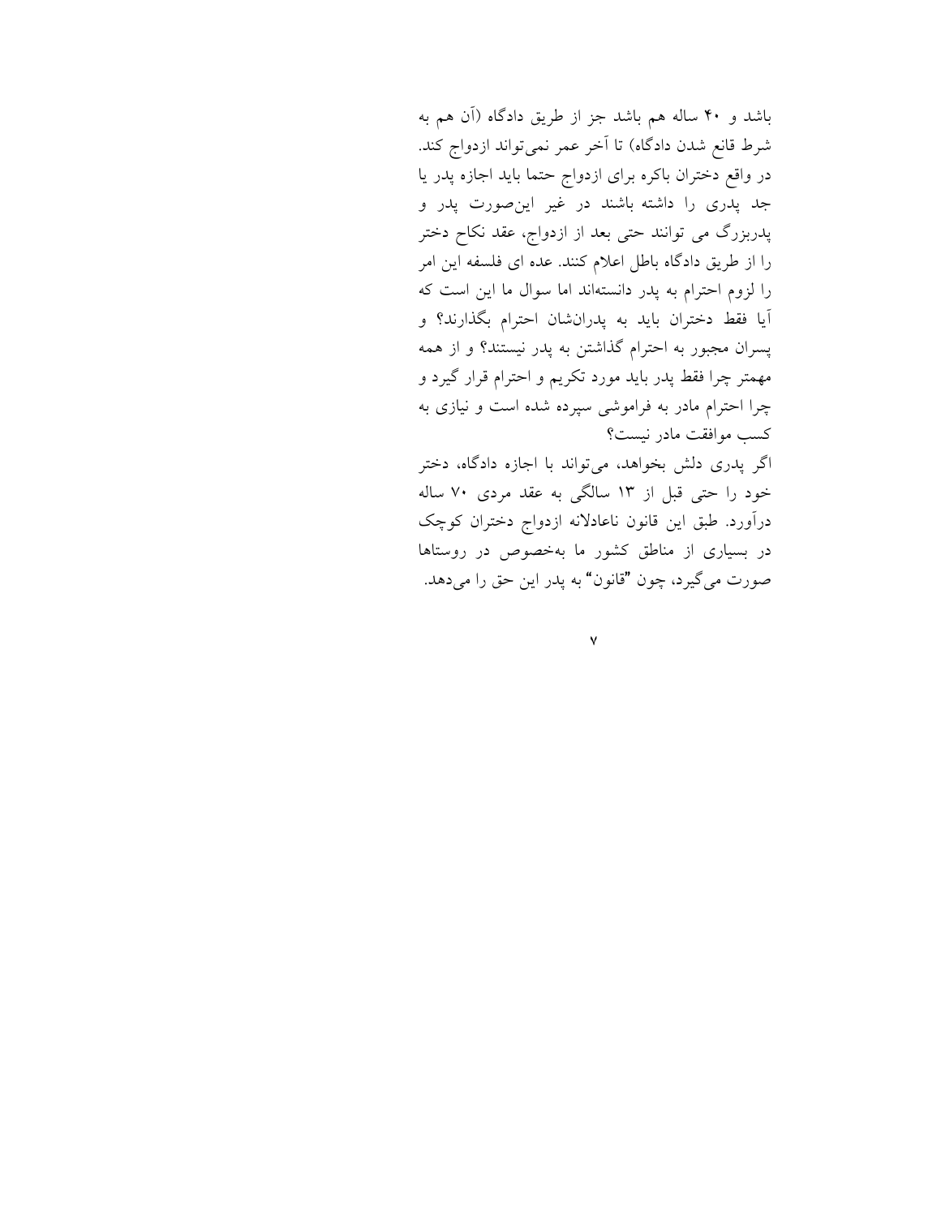باشد و ۴۰ ساله هم باشد جز از طریق دادگاه (آن هم به شرط قانع شدن دادگاه) تا آخر عمر نمی‌تواند ازدواج کند. در واقع دختران باکره برای ازدواج حتما باید اجازه پدر یا جد پدری را داشته باشند در غیر این‌صورت پدر و پدربزرگ می توانند حتی بعد از ازدواج، عقد نکاح دختر را از طریق دادگاه باطل اعلام کنند. عده ای فلسفه این امر را لزوم احترام به پدر دانسته‌اند اما سوال ما این است که آیا فقط دختران باید به پدران‌شان احترام بگذارند؟ و پسران مجبور به احترام گذاشتن به پدر نیستند؟ و از همه مهمتر چرا فقط پدر باید مورد تکریم و احترام قرار گیرد و چرا احترام مادر به فراموشی سپرده شده است و نیازی به کسب موافقت مادر نیست؟

اگر پدری دلش بخواهد، می‌تواند با اجازه دادگاه، دختر خود را حتی قبل از ۱۳ سالگی به عقد مردی ۷۰ ساله درآورد. طبق این قانون ناعادلانه ازدواج دختران کوچک در بسیاری از مناطق کشور ما به‌خصوص در روستاها صورت می‌گیرد، چون "قانون" به پدر این حق را می‌دهد.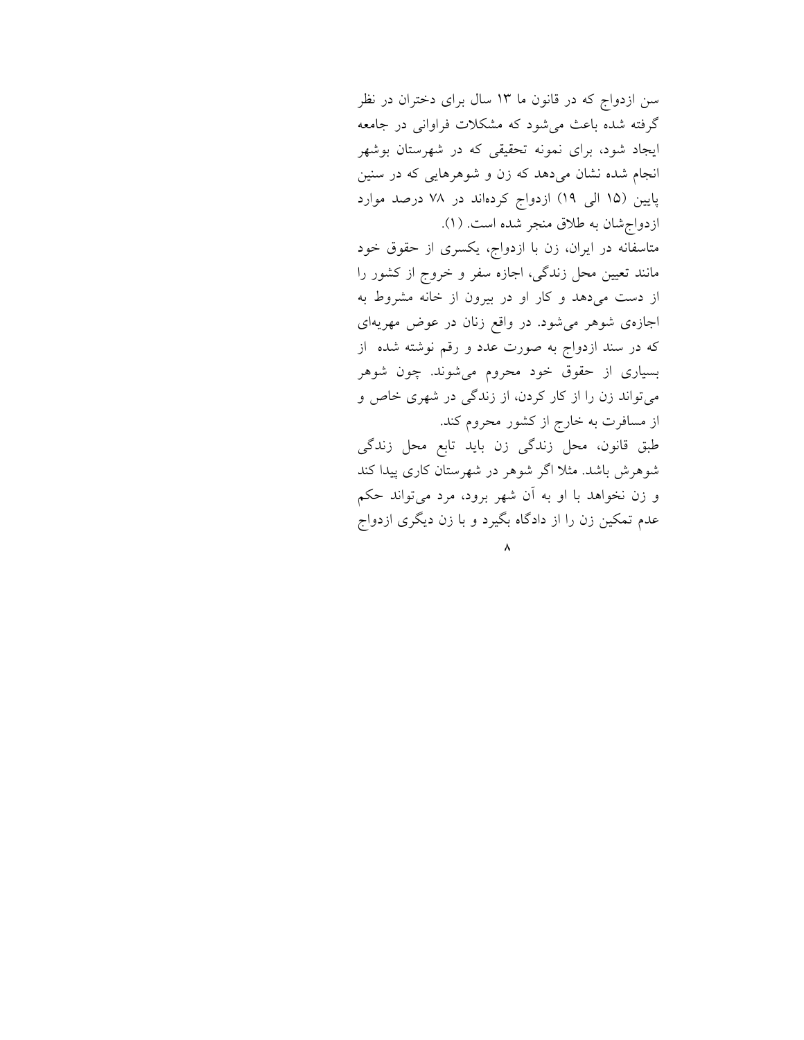سن ازدواج که در قانون ما ۱۳ سال برای دختران در نظر گرفته شده باعث می‌شود که مشکلات فراوانی در جامعه ایجاد شود، برای نمونه تحقیقی که در شهرستان بوشهر انجام شده نشان می‌دهد که زن و شوهرهایی که در سنین پایین (۱۵ الی ۱۹) ازدواج کرده‌اند در ۷۸ درصد موارد ازدواج‌شان به طلاق منجر شده است. (۱).

متاسفانه در ایران، زن با ازدواج، یکسری از حقوق خود مانند تعیین محل زندگی، اجازه سفر و خروج از کشور را از دست می‌دهد و کار او در بیرون از خانه مشروط به اجازه‌ی شوهر می‌شود. در واقع زنان در عوض مهریه‌ای که در سند ازدواج به صورت عدد و رقم نوشته شده از بسیاری از حقوق خود محروم می‌شوند. چون شوهر می‌تواند زن را از کار کردن، از زندگی در شهری خاص و از مسافرت به خارج از کشور محروم کند.

طبق قانون، محل زندگی زن باید تابع محل زندگی شوهرش باشد. مثلا اگر شوهر در شهرستان کاری پیدا کند و زن نخواهد با او به آن شهر برود، مرد می‌تواند حکم عدم تمکین زن را از دادگاه بگیرد و با زن دیگری ازدواج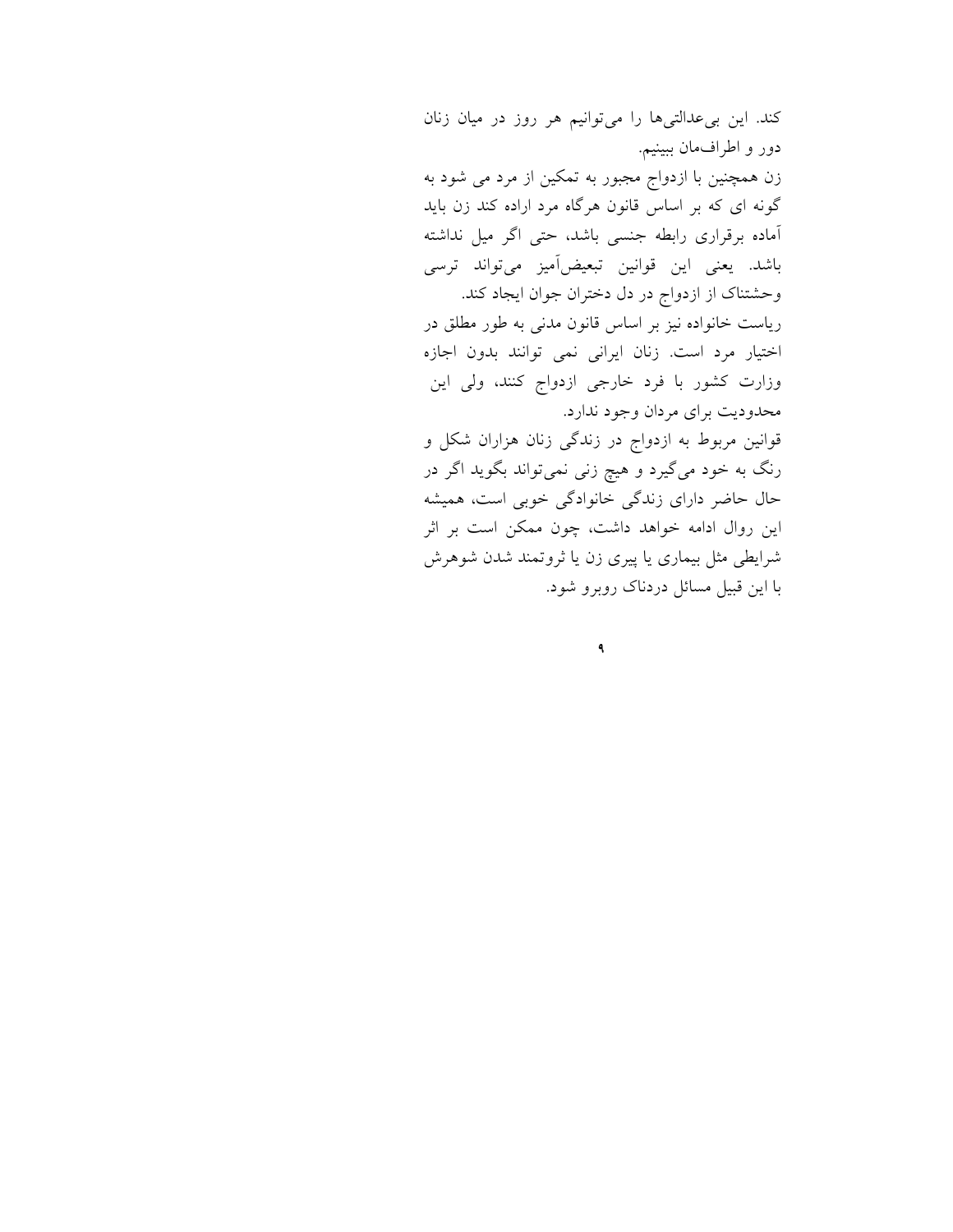کند. این بی‌عدالتی‌ها را می‌توانیم هر روز در میان زنان دور و اطراف‌مان ببینیم.

زن همچنین با ازدواج مجبور به تمکین از مرد می شود به گونه ای که بر اساس قانون هرگاه مرد اراده کند زن باید آماده برقراری رابطه جنسی باشد، حتی اگر میل نداشته باشد. یعنی این قوانین تبعیض‌آمیز می‌تواند ترسی وحشتناک از ازدواج در دل دختران جوان ایجاد کند.

ریاست خانواده نیز بر اساس قانون مدنی به طور مطلق در اختیار مرد است. زنان ایرانی نمی توانند بدون اجازه وزارت کشور با فرد خارجی ازدواج کنند، ولی این محدودیت برای مردان وجود ندارد.

قوانین مربوط به ازدواج در زندگی زنان هزاران شکل و رنگ به خود می‌گیرد و هیچ زنی نمی‌تواند بگوید اگر در حال حاضر دارای زندگی خانوادگی خوبی است، همیشه این روال ادامه خواهد داشت، چون ممکن است بر اثر شرایطی مثل بیماری یا پیری زن یا ثروتمند شدن شوهرش با این قبیل مسائل دردناک روبرو شود.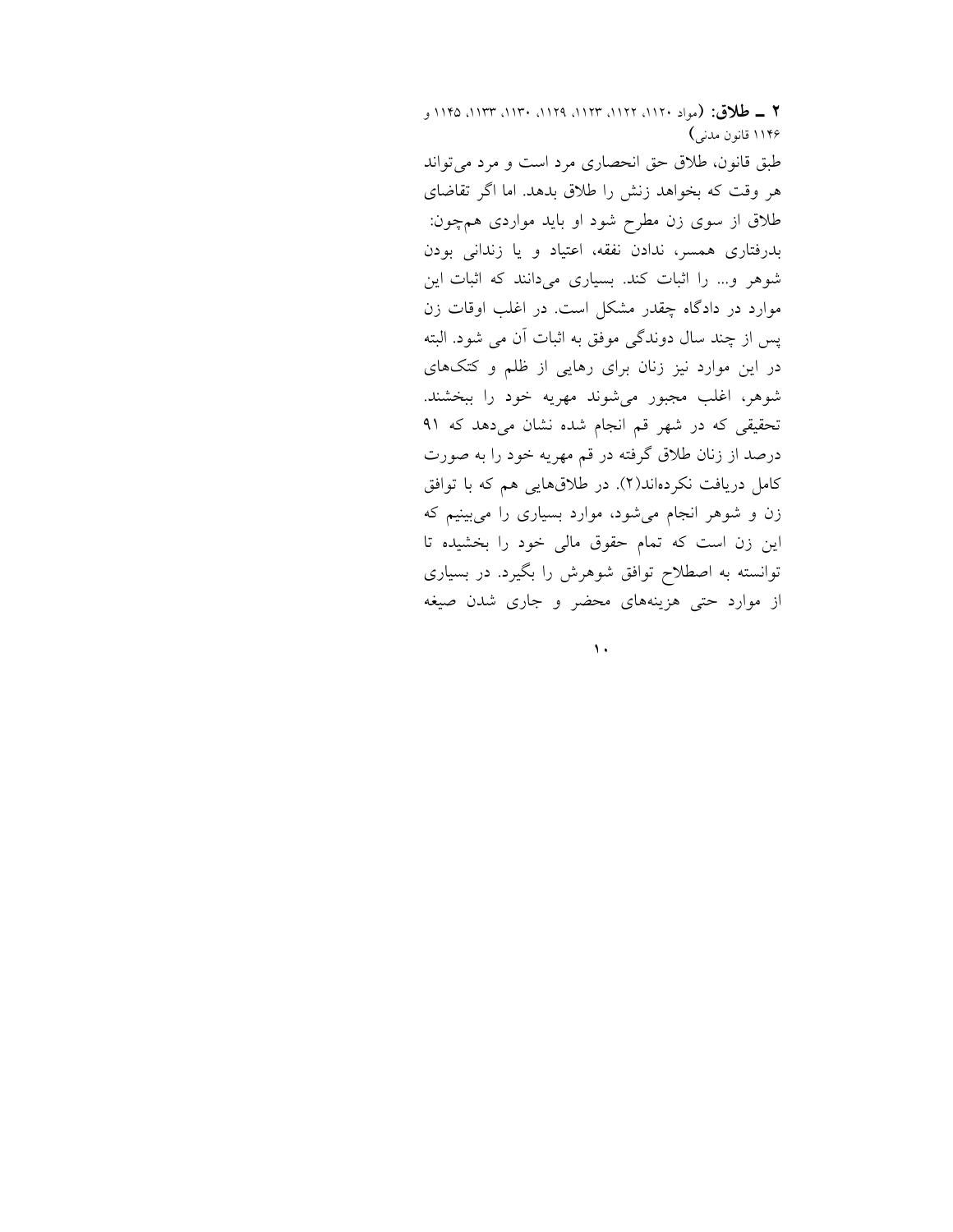**۲ ــ طلاق:** (مواد ۱۱۲۰، ۱۱۲۲، ۱۱۲۳، ۱۱۲۹، ۱۱۳۰، ۱۱۳۳، ۱۱۴۵ و ۱۱۴۶ قانون مدنی)

طبق قانون، طلاق حق انحصاری مرد است و مرد می‌تواند هر وقت که بخواهد زنش را طلاق بدهد. اما اگر تقاضای طلاق از سوی زن مطرح شود او باید مواردی همچون: بدرفتاری همسر، ندادن نفقه، اعتیاد و یا زندانی بودن شوهر و... را اثبات کند. بسیاری می‌دانند که اثبات این موارد در دادگاه چقدر مشکل است. در اغلب اوقات زن پس از چند سال دوندگی موفق به اثبات آن می شود. البته در این موارد نیز زنان برای رهایی از ظلم و کتک‌های شوهر، اغلب مجبور می‌شوند مهریه خود را ببخشند. تحقیقی که در شهر قم انجام شده نشان می‌دهد که ۹۱ درصد از زنان طلاق گرفته در قم مهریه خود را به صورت کامل دریافت نکرده‌اند(۲). در طلاق‌هایی هم که با توافق زن و شوهر انجام می‌شود، موارد بسیاری را می‌بینیم که این زن است که تمام حقوق مالی خود را بخشیده تا توانسته به اصطلاح توافق شوهرش را بگیرد. در بسیاری از موارد حتی هزینه‌های محضر و جاری شدن صیغه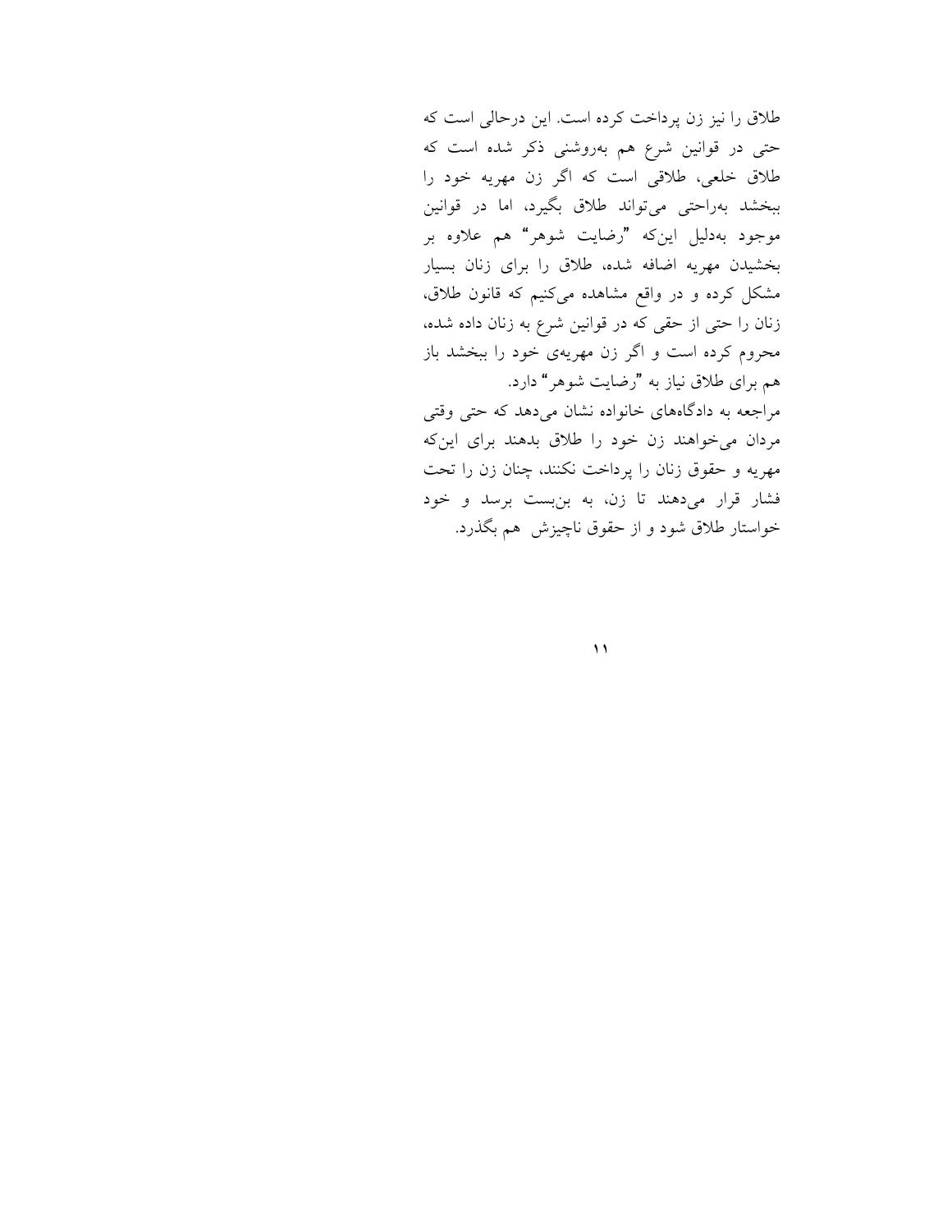طلاق را نیز زن پرداخت کرده است. این درحالی است که حتی در قوانین شرع هم به‌روشنی ذکر شده است که طلاق خلعی، طلاقی است که اگر زن مهریه خود را ببخشد به‌راحتی می‌تواند طلاق بگیرد، اما در قوانین موجود به‌دلیل این‌که "رضایت شوهر" هم علاوه بر بخشیدن مهریه اضافه شده، طلاق را برای زنان بسیار مشکل کرده و در واقع مشاهده می‌کنیم که قانون طلاق، زنان را حتی از حقی که در قوانین شرع به زنان داده شده، محروم کرده است و اگر زن مهریه‌ی خود را ببخشد باز هم برای طلاق نیاز به "رضایت شوهر" دارد.

مراجعه به دادگاه‌های خانواده نشان می‌دهد که حتی وقتی مردان می‌خواهند زن خود را طلاق بدهند برای این‌که مهریه و حقوق زنان را پرداخت نکنند، چنان زن را تحت فشار قرار می‌دهند تا زن، به بن‌بست برسد و خود خواستار طلاق شود و از حقوق ناچیزش هم بگذرد.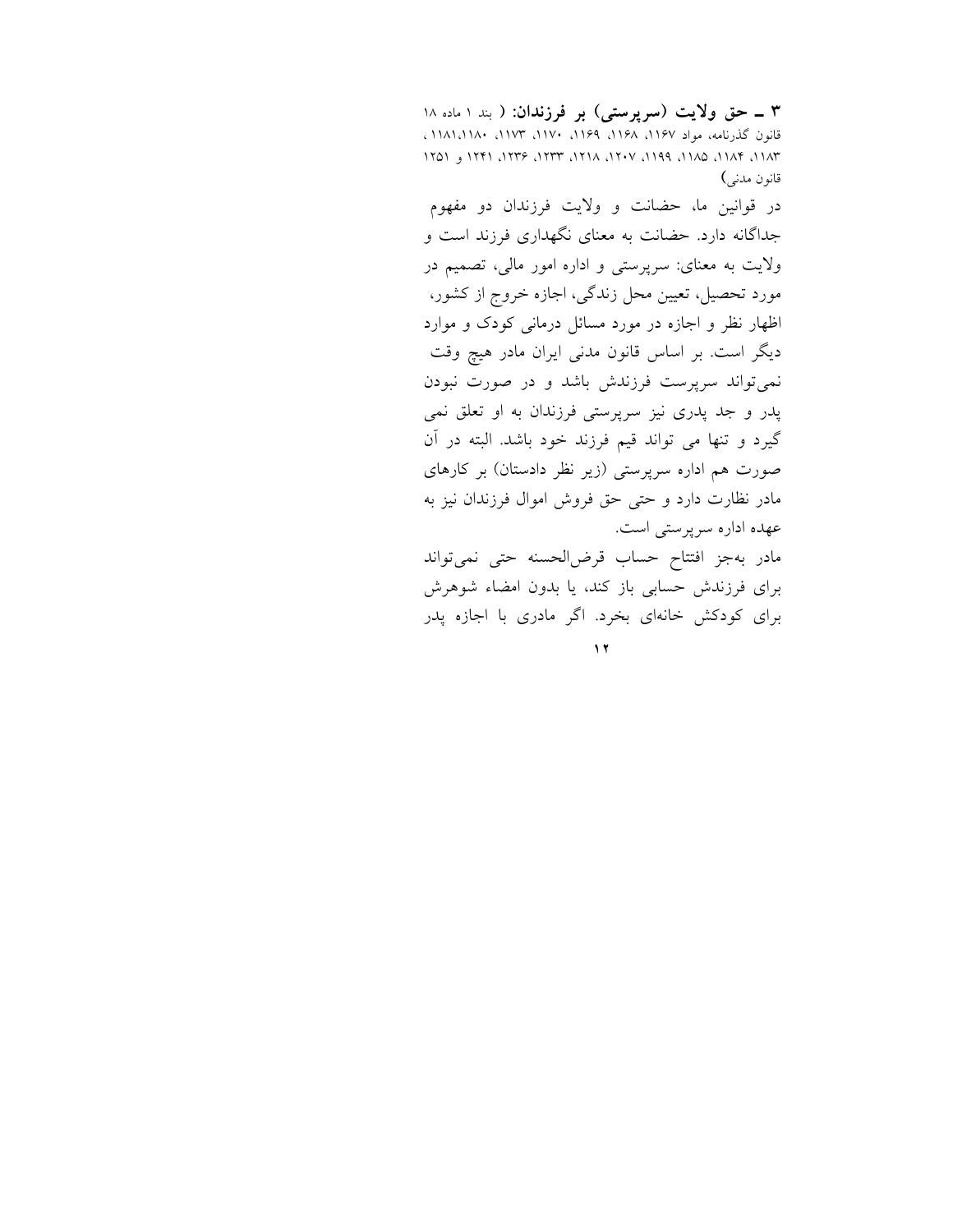**۳ ـ حق ولایت (سرپرستی) بر فرزندان:** ( بند ۱ ماده ۱۸ قانون گذرنامه، مواد ۱۱۶۷، ۱۱۶۸، ۱۱۶۹، ۱۱۷۰، ۱۱۷۳، ۱۱۸۱،۱۱۸۰، ۱۱۸۳، ۱۱۸۴، ۱۱۸۵، ۱۱۹۹، ۱۲۰۷، ۱۲۱۸، ۱۲۳۳، ۱۲۳۶، ۱۲۴۱ و ۱۲۵۱ قانون مدنی)

در قوانین ما، حضانت و ولایت فرزندان دو مفهوم جداگانه دارد. حضانت به معنای نگهداری فرزند است و ولایت به معنای: سرپرستی و اداره امور مالی، تصمیم در مورد تحصیل، تعیین محل زندگی، اجازه خروج از کشور، اظهار نظر و اجازه در مورد مسائل درمانی کودک و موارد دیگر است. بر اساس قانون مدنی ایران مادر هیچ وقت نمی‌تواند سرپرست فرزندش باشد و در صورت نبودن پدر و جد پدری نیز سرپرستی فرزندان به او تعلق نمی گیرد و تنها می تواند قیم فرزند خود باشد. البته در آن صورت هم اداره سرپرستی (زیر نظر دادستان) بر کارهای مادر نظارت دارد و حتی حق فروش اموال فرزندان نیز به عهده اداره سرپرستی است.

مادر به‌جز افتتاح حساب قرض‌الحسنه حتی نمی‌تواند برای فرزندش حسابی باز کند، یا بدون امضاء شوهرش برای کودکش خانه‌ای بخرد. اگر مادری با اجازه پدر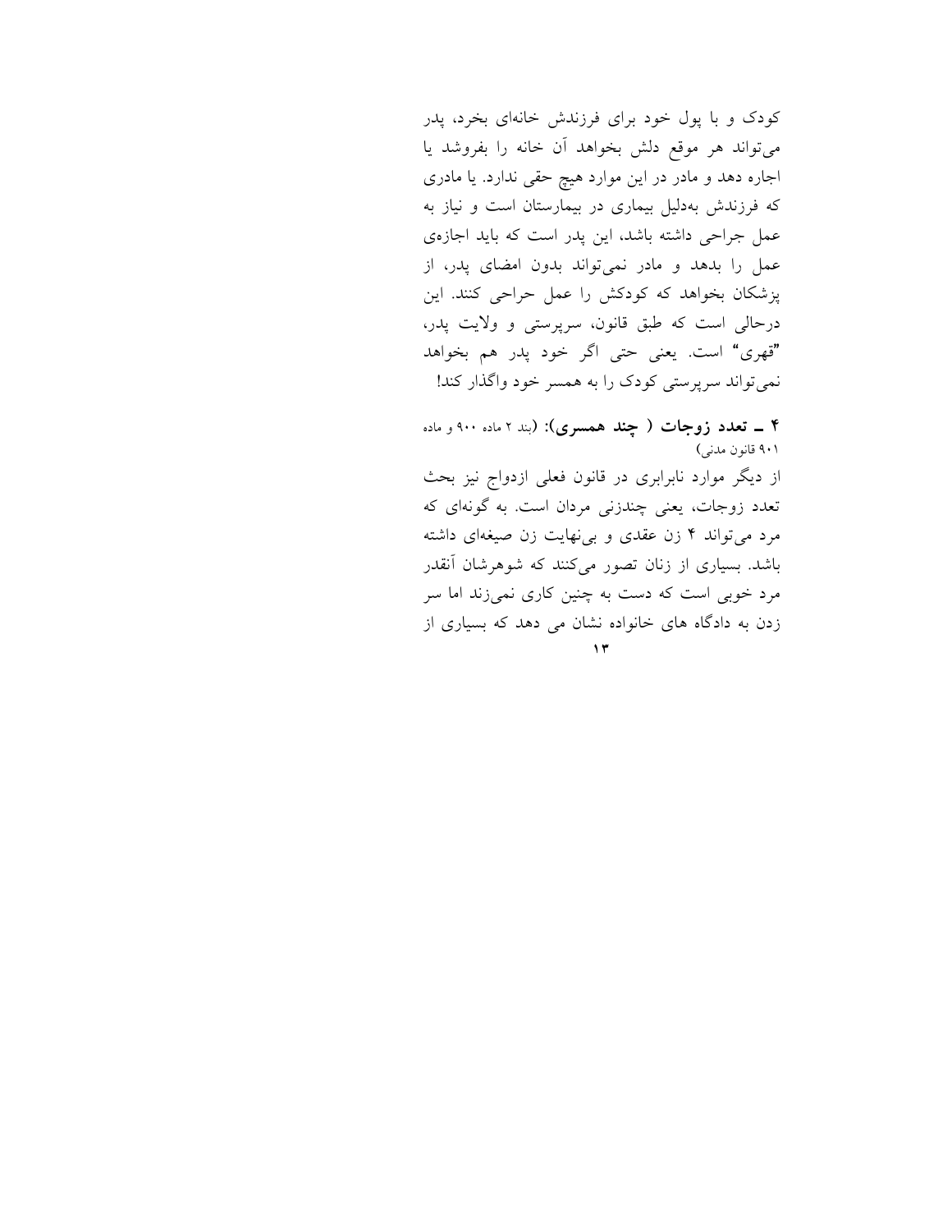کودک و با پول خود برای فرزندش خانه‌ای بخرد، پدر می‌تواند هر موقع دلش بخواهد آن خانه را بفروشد یا اجاره دهد و مادر در این موارد هیچ حقی ندارد. یا مادری که فرزندش به‌دلیل بیماری در بیمارستان است و نیاز به عمل جراحی داشته باشد، این پدر است که باید اجازه‌ی عمل را بدهد و مادر نمی‌تواند بدون امضای پدر، از پزشکان بخواهد که کودکش را عمل حراحی کنند. این درحالی است که طبق قانون، سرپرستی و ولایت پدر، "قهری" است. یعنی حتی اگر خود پدر هم بخواهد نمی‌تواند سرپرستی کودک را به همسر خود واگذار کند!

**۴ ــ تعدد زوجات ( چند همسری):** (بند ۲ ماده ۹۰۰ و ماده ۹۰۱ قانون مدنی)

از دیگر موارد نابرابری در قانون فعلی ازدواج نیز بحث تعدد زوجات، یعنی چندزنی مردان است. به گونه‌ای که مرد می‌تواند ۴ زن عقدی و بی‌نهایت زن صیغه‌ای داشته باشد. بسیاری از زنان تصور می‌کنند که شوهرشان آنقدر مرد خوبی است که دست به چنین کاری نمی‌زند اما سر زدن به دادگاه های خانواده نشان می دهد که بسیاری از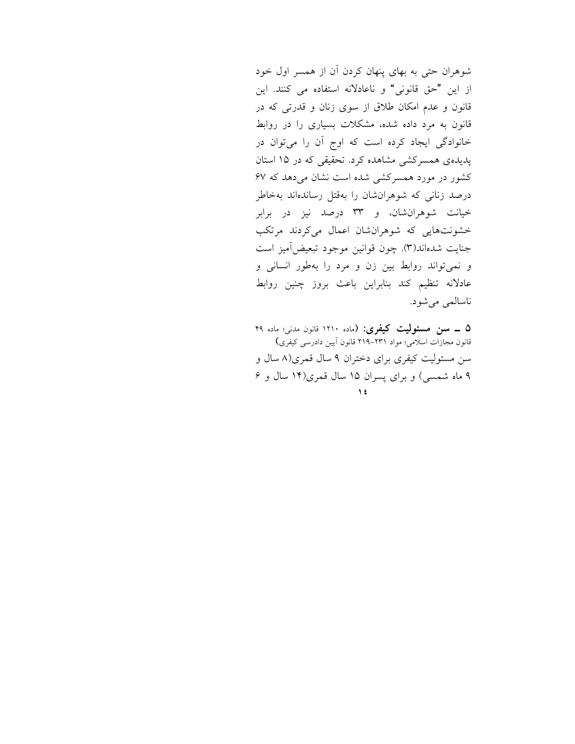شوهران حتی به بهای پنهان کردن آن از همسر اول خود از این "حق قانونی" و ناعادلانه استفاده می کنند. این قانون و عدم امکان طلاق از سوی زنان و قدرتی که در قانون به مرد داده شده، مشکلات بسیاری را در روابط خانوادگی ایجاد کرده است که اوج آن را می‌توان در پدیده‌ی همسرکشی مشاهده کرد. تحقیقی که در ۱۵ استان کشور در مورد همسرکشی شده است نشان می‌دهد که ۶۷ درصد زنانی که شوهران‌شان را به‌قتل رسانده‌اند به‌خاطر خیانت شوهران‌شان، و ۳۳ درصد نیز در برابر خشونت‌هایی که شوهران‌شان اعمال می‌کردند مرتکب جنایت شده‌اند(۳). چون قوانین موجود تبعیض‌آمیز است و نمی‌تواند روابط بین زن و مرد را به‌طور انسانی و عادلانه تنظیم کند بنابراین باعث بروز چنین روابط ناسالمی می‌شود.

**۵ ــ سن مسئولیت کیفری:** (ماده ۱۲۱۰ قانون مدنی؛ ماده ۴۹ قانون مجازات اسلامی؛ مواد ۲۳۱-۲۱۹ قانون آیین دادرسی کیفری)

سن مسئولیت کیفری برای دختران ۹ سال قمری(۸ سال و ۹ ماه شمسی) و برای پسران ۱۵ سال قمری(۱۴ سال و ۶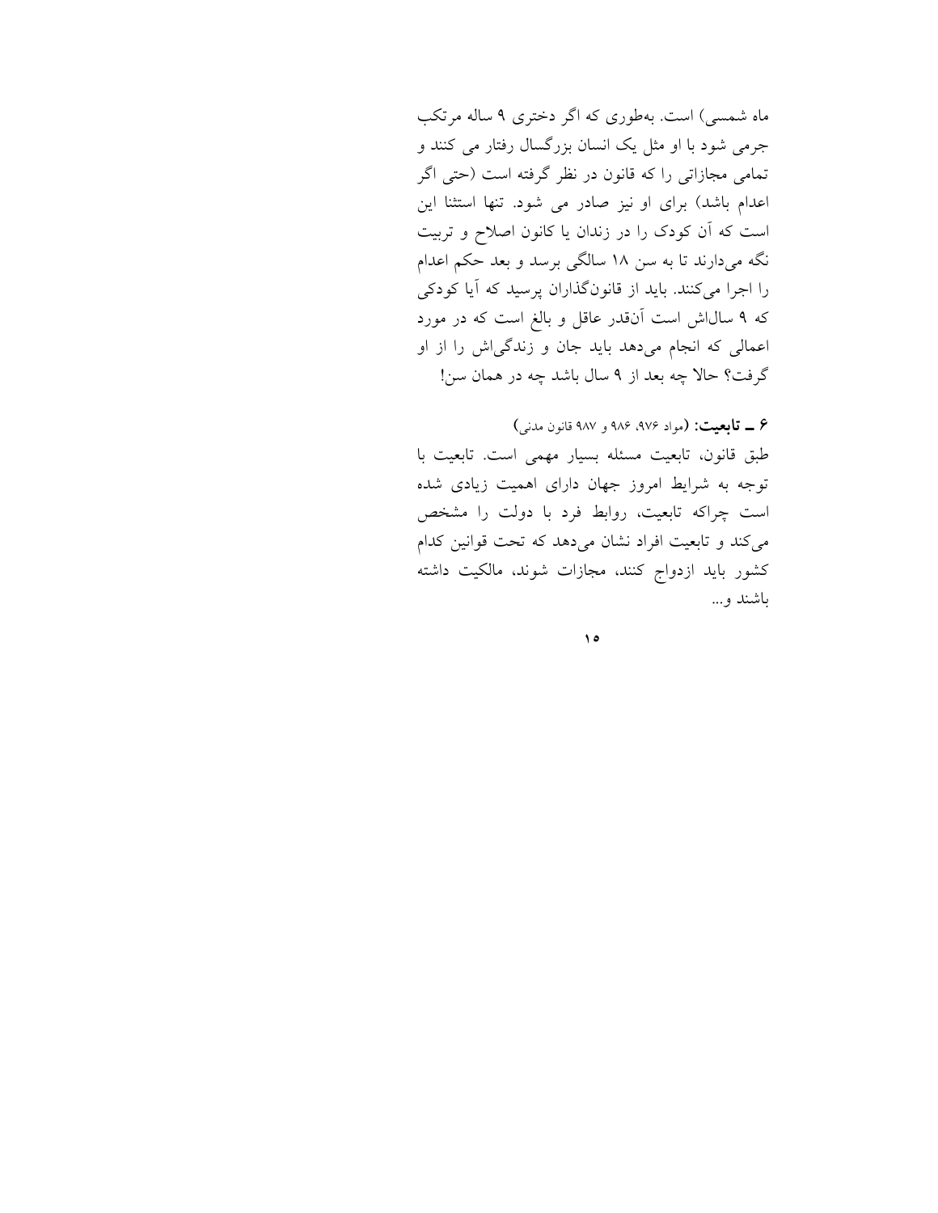ماه شمسی) است. به‌طوری که اگر دختری ۹ ساله مرتکب جرمی شود با او مثل یک انسان بزرگسال رفتار می کنند و تمامی مجازاتی را که قانون در نظر گرفته است (حتی اگر اعدام باشد) برای او نیز صادر می شود. تنها استثنا این است که آن کودک را در زندان یا کانون اصلاح و تربیت نگه می‌دارند تا به سن ۱۸ سالگی برسد و بعد حکم اعدام را اجرا می‌کنند. باید از قانونگذاران پرسید که آیا کودکی که ۹ سال‌اش است آن‌قدر عاقل و بالغ است که در مورد اعمالی که انجام می‌دهد باید جان و زندگی‌اش را از او گرفت؟ حالا چه بعد از ۹ سال باشد چه در همان سن!

**۶ ـ تابعیت:** (مواد ۹۷۶، ۹۸۶ و ۹۸۷ قانون مدنی)

طبق قانون، تابعیت مسئله بسیار مهمی است. تابعیت با توجه به شرایط امروز جهان دارای اهمیت زیادی شده است چراکه تابعیت، روابط فرد با دولت را مشخص می‌کند و تابعیت افراد نشان می‌دهد که تحت قوانین کدام کشور باید ازدواج کنند، مجازات شوند، مالکیت داشته باشند و...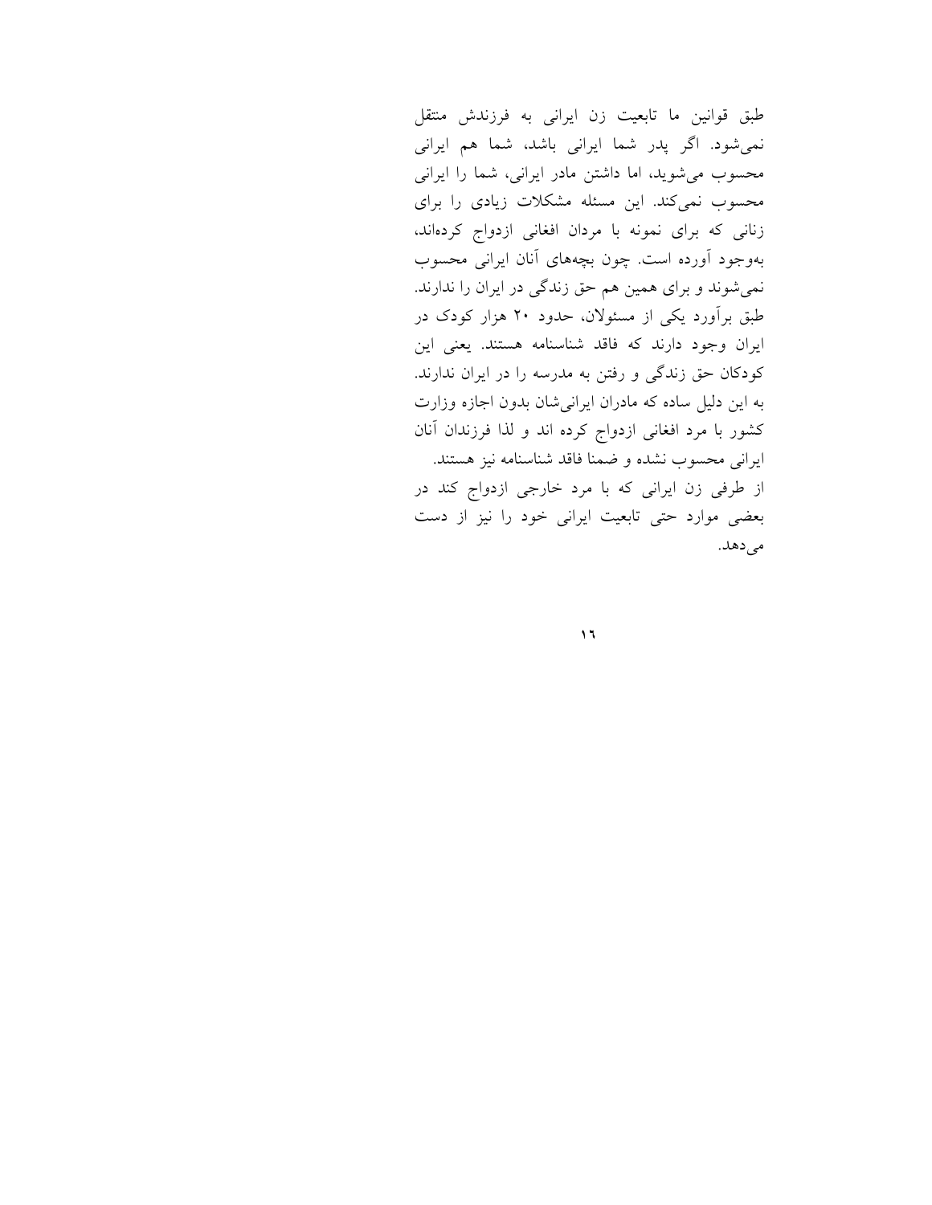طبق قوانین ما تابعیت زن ایرانی به فرزندش منتقل نمی‌شود. اگر پدر شما ایرانی باشد، شما هم ایرانی محسوب می‌شوید، اما داشتن مادر ایرانی، شما را ایرانی محسوب نمی‌کند. این مسئله مشکلات زیادی را برای زنانی که برای نمونه با مردان افغانی ازدواج کرده‌اند، به‌وجود آورده است. چون بچه‌های آنان ایرانی محسوب نمی‌شوند و برای همین هم حق زندگی در ایران را ندارند. طبق برآورد یکی از مسئولان، حدود ۲۰ هزار کودک در ایران وجود دارند که فاقد شناسنامه هستند. یعنی این کودکان حق زندگی و رفتن به مدرسه را در ایران ندارند. به این دلیل ساده که مادران ایرانی‌شان بدون اجازه وزارت کشور با مرد افغانی ازدواج کرده اند و لذا فرزندان آنان ایرانی محسوب نشده و ضمنا فاقد شناسنامه نیز هستند.

از طرفی زن ایرانی که با مرد خارجی ازدواج کند در بعضی موارد حتی تابعیت ایرانی خود را نیز از دست می‌دهد.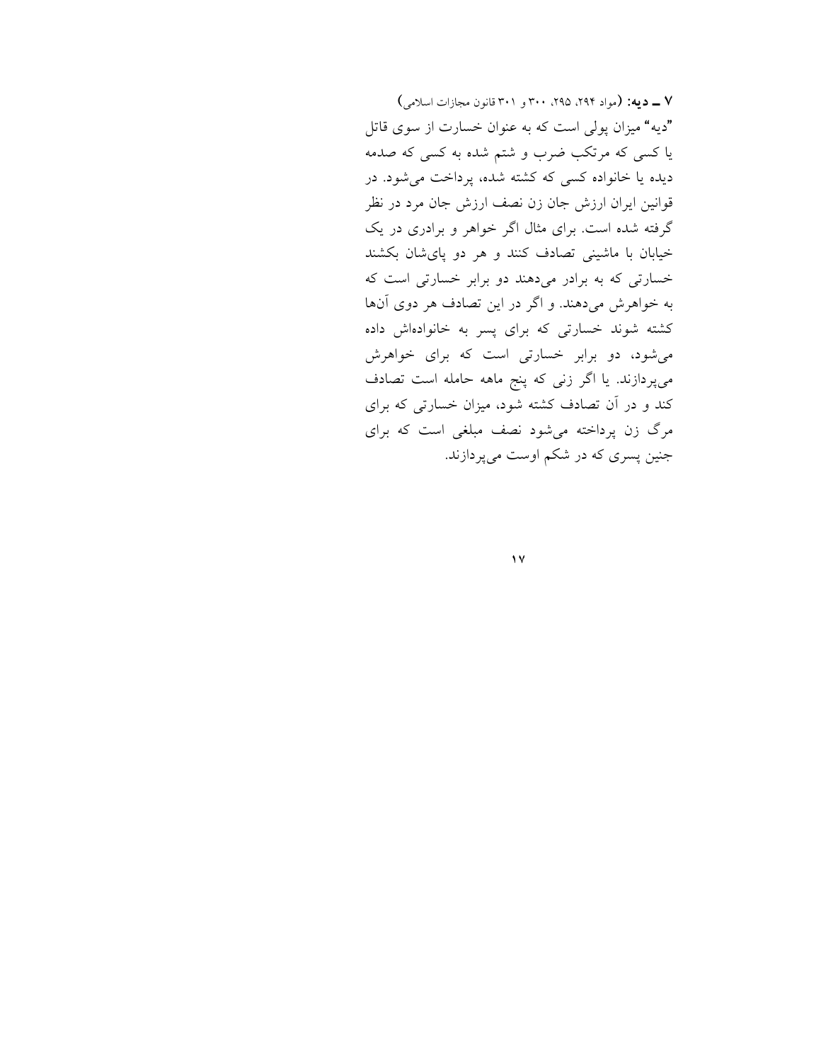**۷ ــ دیه:** (مواد ۲۹۴، ۲۹۵، ۳۰۰ و ۳۰۱ قانون مجازات اسلامی)

"دیه" میزان پولی است که به عنوان خسارت از سوی قاتل یا کسی که مرتکب ضرب و شتم شده به کسی که صدمه دیده یا خانواده کسی که کشته شده، پرداخت می‌شود. در قوانین ایران ارزش جان زن نصف ارزش جان مرد در نظر گرفته شده است. برای مثال اگر خواهر و برادری در یک خیابان با ماشینی تصادف کنند و هر دو پای‌شان بکشند خسارتی که به برادر می‌دهند دو برابر خسارتی است که به خواهرش می‌دهند. و اگر در این تصادف هر دوی آن‌ها کشته شوند خسارتی که برای پسر به خانواده‌اش داده می‌شود، دو برابر خسارتی است که برای خواهرش می‌پردازند. یا اگر زنی که پنج ماهه حامله است تصادف کند و در آن تصادف کشته شود، میزان خسارتی که برای مرگ زن پرداخته می‌شود نصف مبلغی است که برای جنین پسری که در شکم اوست می‌پردازند.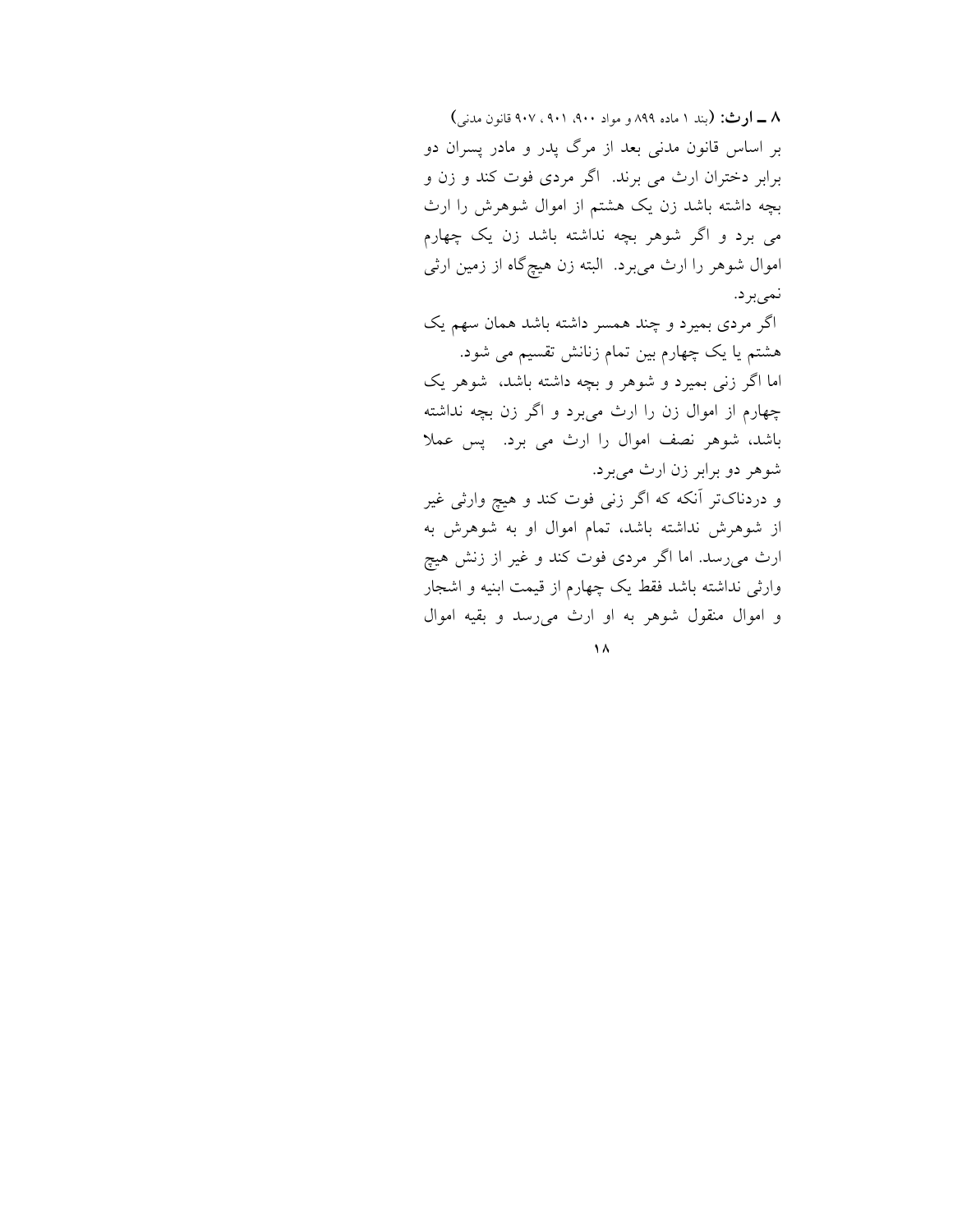**۸ ــ ارث:** (بند ۱ ماده ۸۹۹ و مواد ۹۰۰، ۹۰۱ ، ۹۰۷ قانون مدنی)

بر اساس قانون مدنی بعد از مرگ پدر و مادر پسران دو برابر دختران ارث می برند. اگر مردی فوت کند و زن و بچه داشته باشد زن یک هشتم از اموال شوهرش را ارث می برد و اگر شوهر بچه نداشته باشد زن یک چهارم اموال شوهر را ارث می‌برد. البته زن هیچ‌گاه از زمین ارثی نمی‌برد.

اگر مردی بمیرد و چند همسر داشته باشد همان سهم یک هشتم یا یک چهارم بین تمام زنانش تقسیم می شود.

اما اگر زنی بمیرد و شوهر و بچه داشته باشد، شوهر یک چهارم از اموال زن را ارث می‌برد و اگر زن بچه نداشته باشد، شوهر نصف اموال را ارث می برد. پس عملا شوهر دو برابر زن ارث می‌برد.

و دردناک‌تر آنکه که اگر زنی فوت کند و هیچ وارثی غیر از شوهرش نداشته باشد، تمام اموال او به شوهرش به ارث می‌رسد. اما اگر مردی فوت کند و غیر از زنش هیچ وارثی نداشته باشد فقط یک چهارم از قیمت ابنیه و اشجار و اموال منقول شوهر به او ارث می‌رسد و بقیه اموال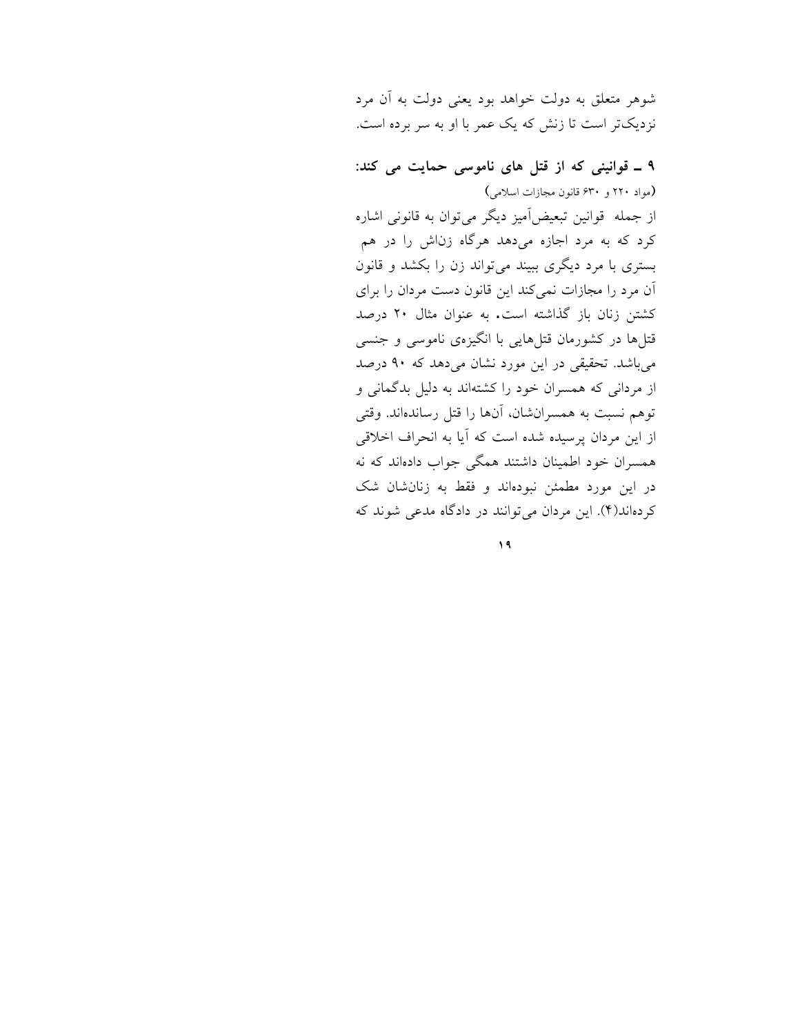شوهر متعلق به دولت خواهد بود یعنی دولت به آن مرد نزدیک‌تر است تا زنش که یک عمر با او به سر برده است.

### ۹ ـ قوانینی که از قتل های ناموسی حمایت می کند:

(مواد ۲۲۰ و ۶۳۰ قانون مجازات اسلامی)

از جمله قوانین تبعیض‌آمیز دیگر می‌توان به قانونی اشاره کرد که به مرد اجازه می‌دهد هرگاه زناش را در هم بستری با مرد دیگری ببیند می‌تواند زن را بکشد و قانون آن مرد را مجازات نمی‌کند این قانون دست مردان را برای کشتن زنان باز گذاشته است. به عنوان مثال ۲۰ درصد قتل‌ها در کشورمان قتل‌هایی با انگیزه‌ی ناموسی و جنسی می‌باشد. تحقیقی در این مورد نشان می‌دهد که ۹۰ درصد از مردانی که همسران خود را کشته‌اند به دلیل بدگمانی و توهم نسبت به همسرانشان، آن‌ها را قتل رسانده‌اند. وقتی از این مردان پرسیده شده است که آیا به انحراف اخلاقی همسران خود اطمینان داشتند همگی جواب داده‌اند که نه در این مورد مطمئن نبوده‌اند و فقط به زنانشان شک کرده‌اند(۴). این مردان می‌توانند در دادگاه مدعی شوند که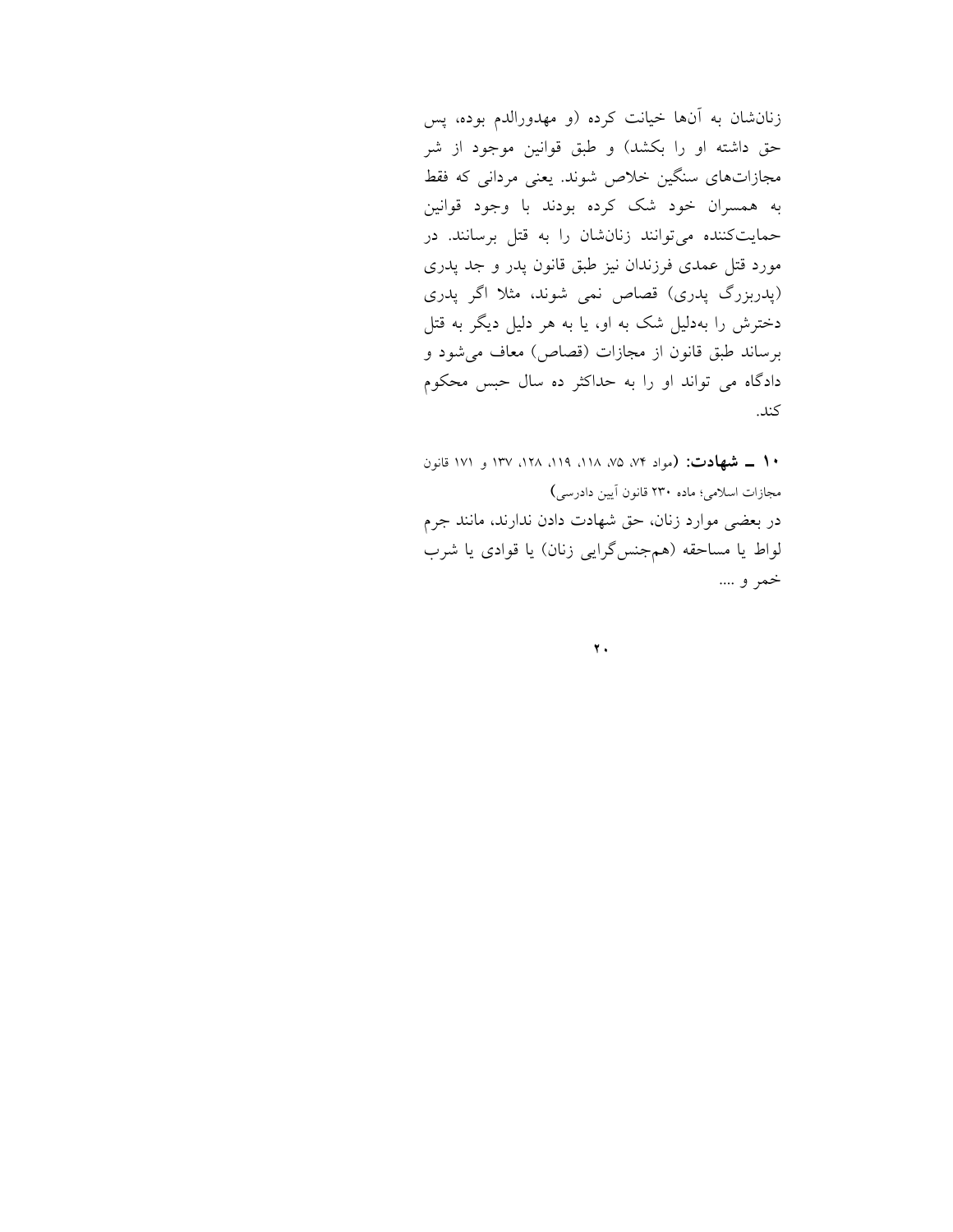زنانشان به آنها خیانت کرده (و مهدورالدم بوده، پس حق داشته او را بکشد) و طبق قوانین موجود از شر مجازات‌های سنگین خلاص شوند. یعنی مردانی که فقط به همسران خود شک کرده بودند با وجود قوانین حمایت‌کننده می‌توانند زنانشان را به قتل برسانند. در مورد قتل عمدی فرزندان نیز طبق قانون پدر و جد پدری (پدربزرگ پدری) قصاص نمی شوند، مثلا اگر پدری دخترش را به‌دلیل شک به او، یا به هر دلیل دیگر به قتل برساند طبق قانون از مجازات (قصاص) معاف می‌شود و دادگاه می تواند او را به حداکثر ده سال حبس محکوم کند.

**۱۰ ـ شهادت:** (مواد ۷۴، ۷۵، ۱۱۸، ۱۱۹، ۱۲۸، ۱۳۷ و ۱۷۱ قانون مجازات اسلامی؛ ماده ۲۳۰ قانون آیین دادرسی)

در بعضی موارد زنان، حق شهادت دادن ندارند، مانند جرم لواط یا مساحقه (هم‌جنس‌گرایی زنان) یا قوادی یا شرب خمر و ....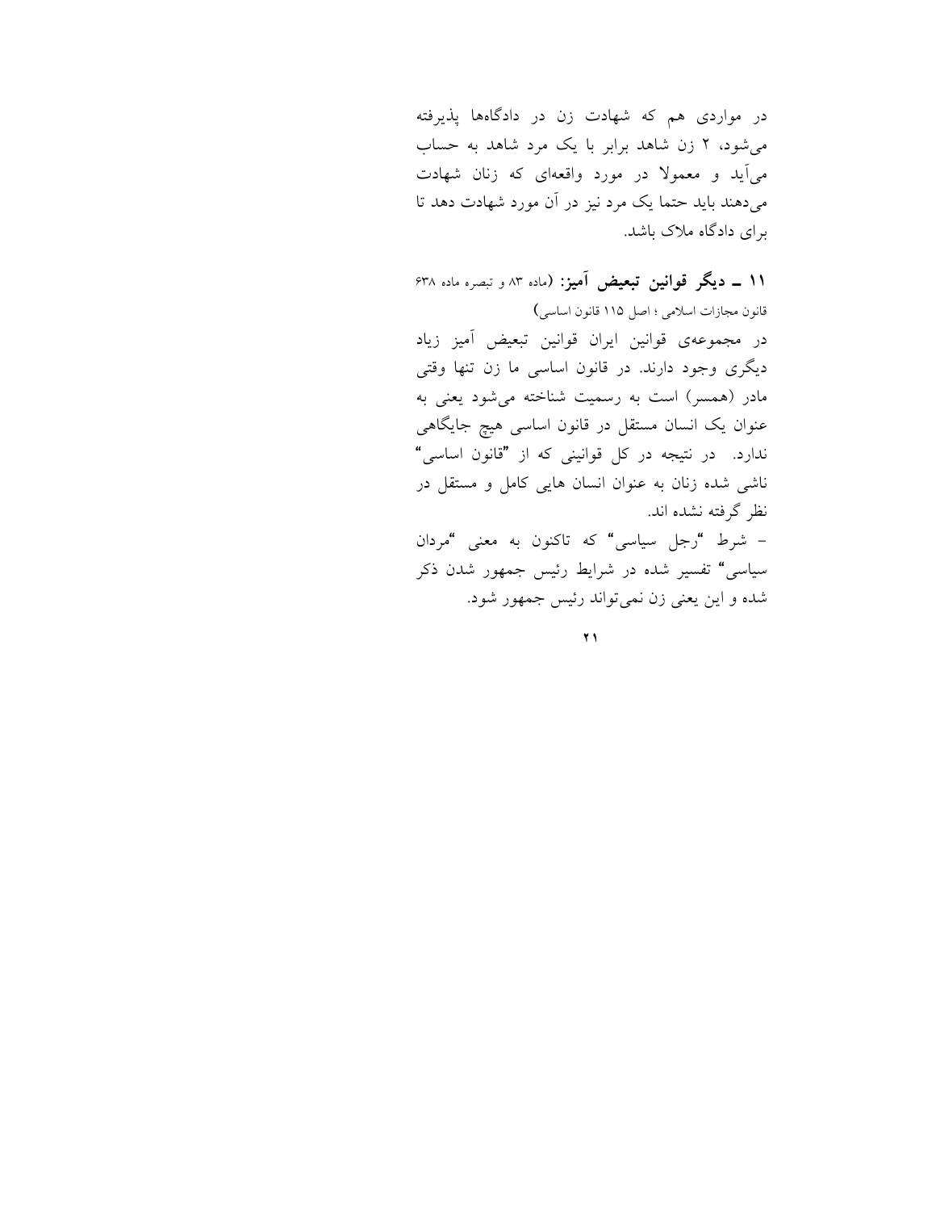در مواردی هم که شهادت زن در دادگاه‌ها پذیرفته می‌شود، ۲ زن شاهد برابر با یک مرد شاهد به حساب می‌آید و معمولا در مورد واقعه‌ای که زنان شهادت می‌دهند باید حتما یک مرد نیز در آن مورد شهادت دهد تا برای دادگاه ملاک باشد.

**۱۱ ـ دیگر قوانین تبعیض آمیز:** (ماده ۸۳ و تبصره ماده ۶۳۸ قانون مجازات اسلامی ؛ اصل ۱۱۵ قانون اساسی)

در مجموعه‌ی قوانین ایران قوانین تبعیض آمیز زیاد دیگری وجود دارند. در قانون اساسی ما زن تنها وقتی مادر (همسر) است به رسمیت شناخته می‌شود یعنی به عنوان یک انسان مستقل در قانون اساسی هیچ جایگاهی ندارد. در نتیجه در کل قوانینی که از "قانون اساسی" ناشی شده زنان به عنوان انسان هایی کامل و مستقل در نظر گرفته نشده اند.

- شرط "رجل سیاسی" که تاکنون به معنی "مردان سیاسی" تفسیر شده در شرایط رئیس جمهور شدن ذکر شده و این یعنی زن نمی‌تواند رئیس جمهور شود.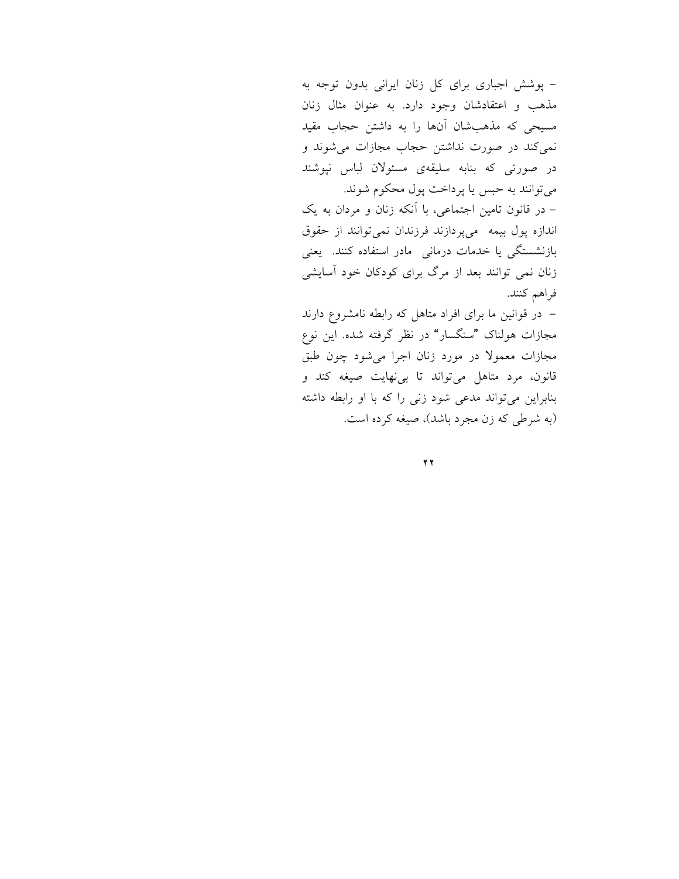- پوشش اجباری برای کل زنان ایرانی بدون توجه به مذهب و اعتقادشان وجود دارد. به عنوان مثال زنان مسیحی که مذهب‌شان آن‌ها را به داشتن حجاب مقید نمی‌کند در صورت نداشتن حجاب مجازات می‌شوند و در صورتی که بنابه سلیقه‌ی مسئولان لباس نپوشند می‌توانند به حبس یا پرداخت پول محکوم شوند.

- در قانون تامین اجتماعی، با آنکه زنان و مردان به یک اندازه پول بیمه می‌پردازند فرزندان نمی‌توانند از حقوق بازنشستگی یا خدمات درمانی مادر استفاده کنند. یعنی زنان نمی توانند بعد از مرگ برای کودکان خود آسایشی فراهم کنند.

- در قوانین ما برای افراد متاهل که رابطه نامشروع دارند مجازات هولناک "سنگسار" در نظر گرفته شده. این نوع مجازات معمولا در مورد زنان اجرا می‌شود چون طبق قانون، مرد متاهل می‌تواند تا بی‌نهایت صیغه کند و بنابراین می‌تواند مدعی شود زنی را که با او رابطه داشته (به شرطی که زن مجرد باشد)، صیغه کرده است.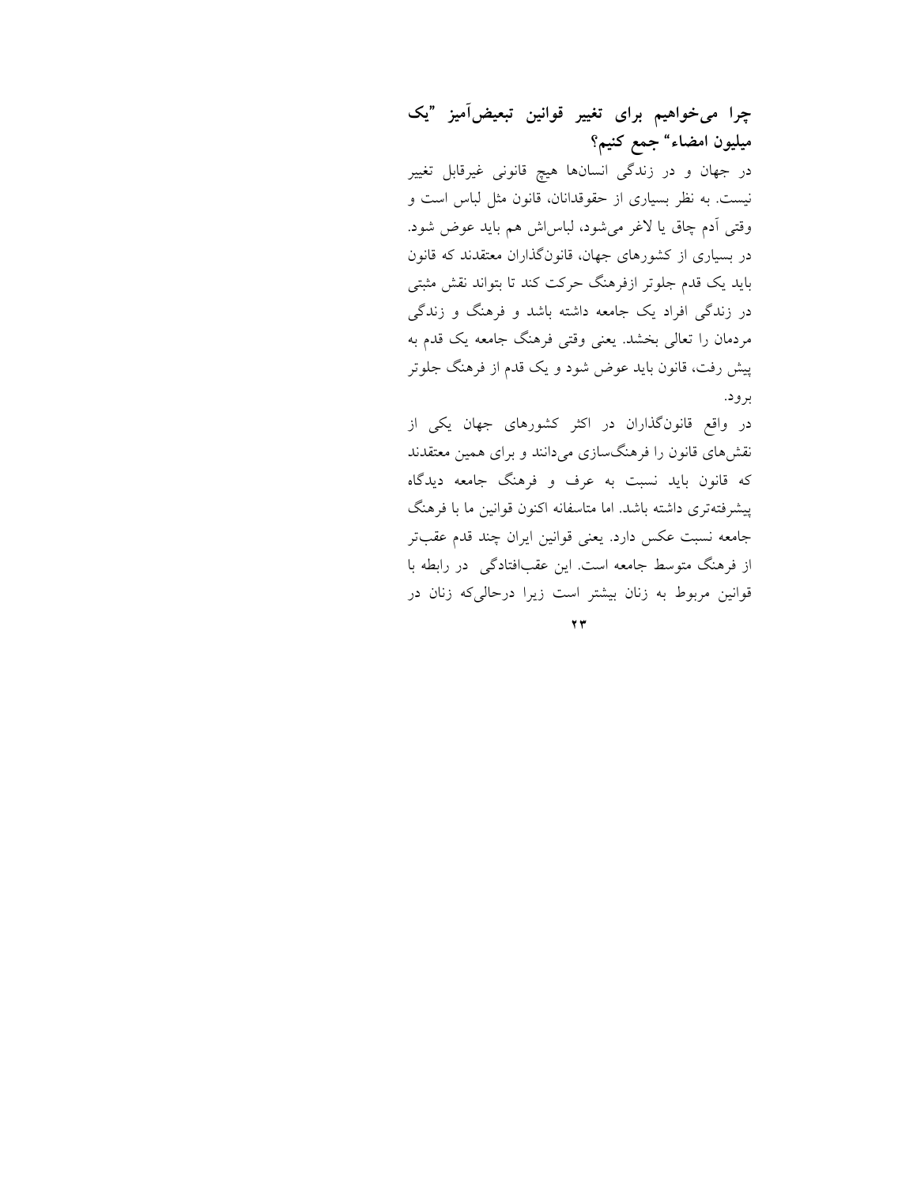## چرا می‌خواهیم برای تغییر قوانین تبعیض‌آمیز "یک میلیون امضاء" جمع کنیم؟

در جهان و در زندگی انسان‌ها هیچ قانونی غیرقابل تغییر نیست. به نظر بسیاری از حقوقدانان، قانون مثل لباس است و وقتی آدم چاق یا لاغر می‌شود، لباس‌اش هم باید عوض شود. در بسیاری از کشورهای جهان، قانون‌گذاران معتقدند که قانون باید یک قدم جلوتر ازفرهنگ حرکت کند تا بتواند نقش مثبتی در زندگی افراد یک جامعه داشته باشد و فرهنگ و زندگی مردمان را تعالی بخشد. یعنی وقتی فرهنگ جامعه یک قدم به پیش رفت، قانون باید عوض شود و یک قدم از فرهنگ جلوتر برود.

در واقع قانون‌گذاران در اکثر کشورهای جهان یکی از نقش‌های قانون را فرهنگ‌سازی می‌دانند و برای همین معتقدند که قانون باید نسبت به عرف و فرهنگ جامعه دیدگاه پیشرفته‌تری داشته باشد. اما متاسفانه اکنون قوانین ما با فرهنگ جامعه نسبت عکس دارد. یعنی قوانین ایران چند قدم عقب‌تر از فرهنگ متوسط جامعه است. این عقب‌افتادگی در رابطه با قوانین مربوط به زنان بیشتر است زیرا درحالی‌که زنان در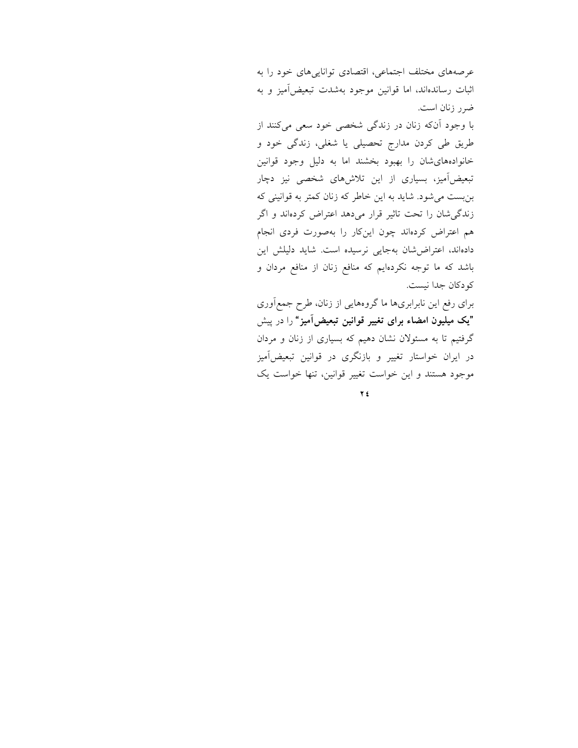عرصه‌های مختلف اجتماعی، اقتصادی توانایی‌های خود را به اثبات رسانده‌اند، اما قوانین موجود به‌شدت تبعیض‌آمیز و به ضرر زنان است.

با وجود آن‌که زنان در زندگی شخصی خود سعی می‌کنند از طریق طی کردن مدارج تحصیلی یا شغلی، زندگی خود و خانواده‌های‌شان را بهبود بخشند اما به دلیل وجود قوانین تبعیض‌آمیز، بسیاری از این تلاش‌های شخصی نیز دچار بن‌بست می‌شود. شاید به این خاطر که زنان کمتر به قوانینی که زندگی‌شان را تحت تاثیر قرار می‌دهد اعتراض کرده‌اند و اگر هم اعتراض کرده‌اند چون این‌کار را به‌صورت فردی انجام داده‌اند، اعتراض‌شان به‌جایی نرسیده است. شاید دلیلش این باشد که ما توجه نکرده‌ایم که منافع زنان از منافع مردان و کودکان جدا نیست.

برای رفع این نابرابری‌ها ما گروه‌هایی از زنان، طرح جمع‌آوری **"یک میلیون امضاء برای تغییر قوانین تبعیض‌آمیز"** را در پیش گرفتیم تا به مسئولان نشان دهیم که بسیاری از زنان و مردان در ایران خواستار تغییر و بازنگری در قوانین تبعیض‌آمیز موجود هستند و این خواست تغییر قوانین، تنها خواست یک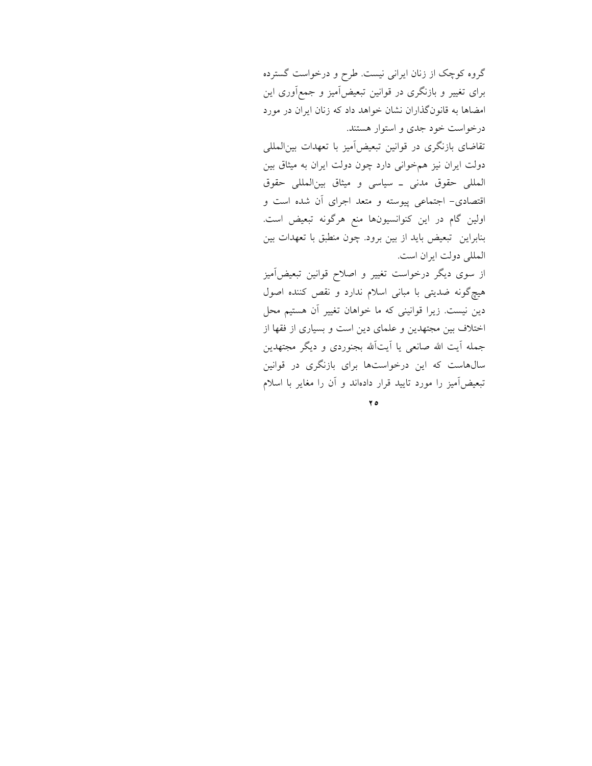گروه کوچک از زنان ایرانی نیست. طرح و درخواست گسترده برای تغییر و بازنگری در قوانین تبعیض‌آمیز و جمع‌آوری این امضاها به قانون‌گذاران نشان خواهد داد که زنان ایران در مورد درخواست خود جدی و استوار هستند.

تقاضای بازنگری در قوانین تبعیض‌آمیز با تعهدات بین‌المللی دولت ایران نیز هم‌خوانی دارد چون دولت ایران به میثاق بین المللی حقوق مدنی ـ سیاسی و میثاق بین‌المللی حقوق اقتصادی- اجتماعی پیوسته و متعد اجرای آن شده است و اولین گام در این کنوانسیون‌ها منع هرگونه تبعیض است. بنابراین تبعیض باید از بین برود. چون منطبق با تعهدات بین المللی دولت ایران است.

از سوی دیگر درخواست تغییر و اصلاح قوانین تبعیض‌آمیز هیچ‌گونه ضدیتی با مبانی اسلام ندارد و نقص کننده اصول دین نیست. زیرا قوانینی که ما خواهان تغییر آن هستیم محل اختلاف بین مجتهدین و علمای دین است و بسیاری از فقها از جمله آیت الله صانعی یا آیت‌آلله بجنوردی و دیگر مجتهدین سال‌هاست که این درخواست‌ها برای بازنگری در قوانین تبعیض‌آمیز را مورد تایید قرار داده‌اند و آن را مغایر با اسلام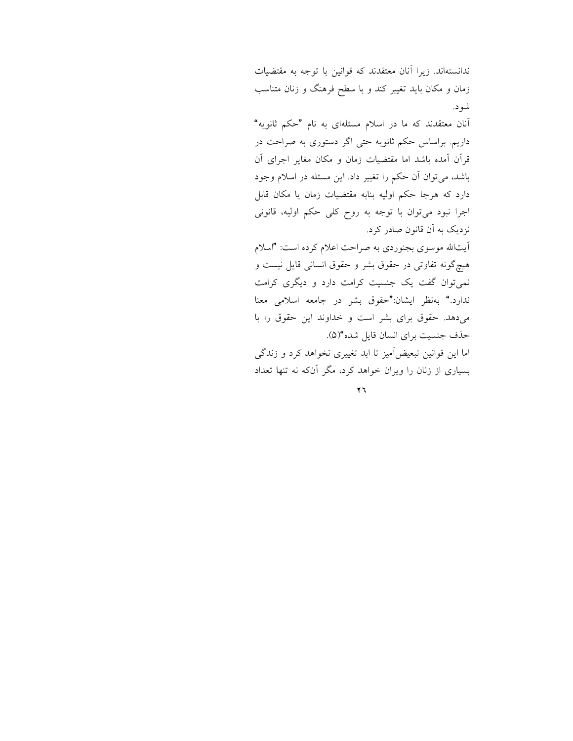ندانسته‌اند. زیرا آنان معتقدند که قوانین با توجه به مقتضیات زمان و مکان باید تغییر کند و با سطح فرهنگ و زنان متناسب شود.

آنان معتقدند که ما در اسلام مسئله‌ای به نام "حکم ثانویه" داریم. براساس حکم ثانویه حتی اگر دستوری به صراحت در قرآن آمده باشد اما مقتضیات زمان و مکان مغایر اجرای آن باشد، می‌توان آن حکم را تغییر داد. این مسئله در اسلام وجود دارد که هرجا حکم اولیه بنابه مقتضیات زمان یا مکان قابل اجرا نبود می‌توان با توجه به روح کلی حکم اولیه، قانونی نزدیک به آن قانون صادر کرد.

آیت‌الله موسوی بجنوردی به صراحت اعلام کرده است: "اسلام هیچ‌گونه تفاوتی در حقوق بشر و حقوق انسانی قایل نیست و نمی‌توان گفت یک جنسیت کرامت دارد و دیگری کرامت ندارد." به‌نظر ایشان:"حقوق بشر در جامعه اسلامی معنا می‌دهد. حقوق برای بشر است و خداوند این حقوق را با حذف جنسیت برای انسان قایل شده"(۵).

اما این قوانین تبعیض‌آمیز تا ابد تغییری نخواهد کرد و زندگی بسیاری از زنان را ویران خواهد کرد، مگر آن‌که نه تنها تعداد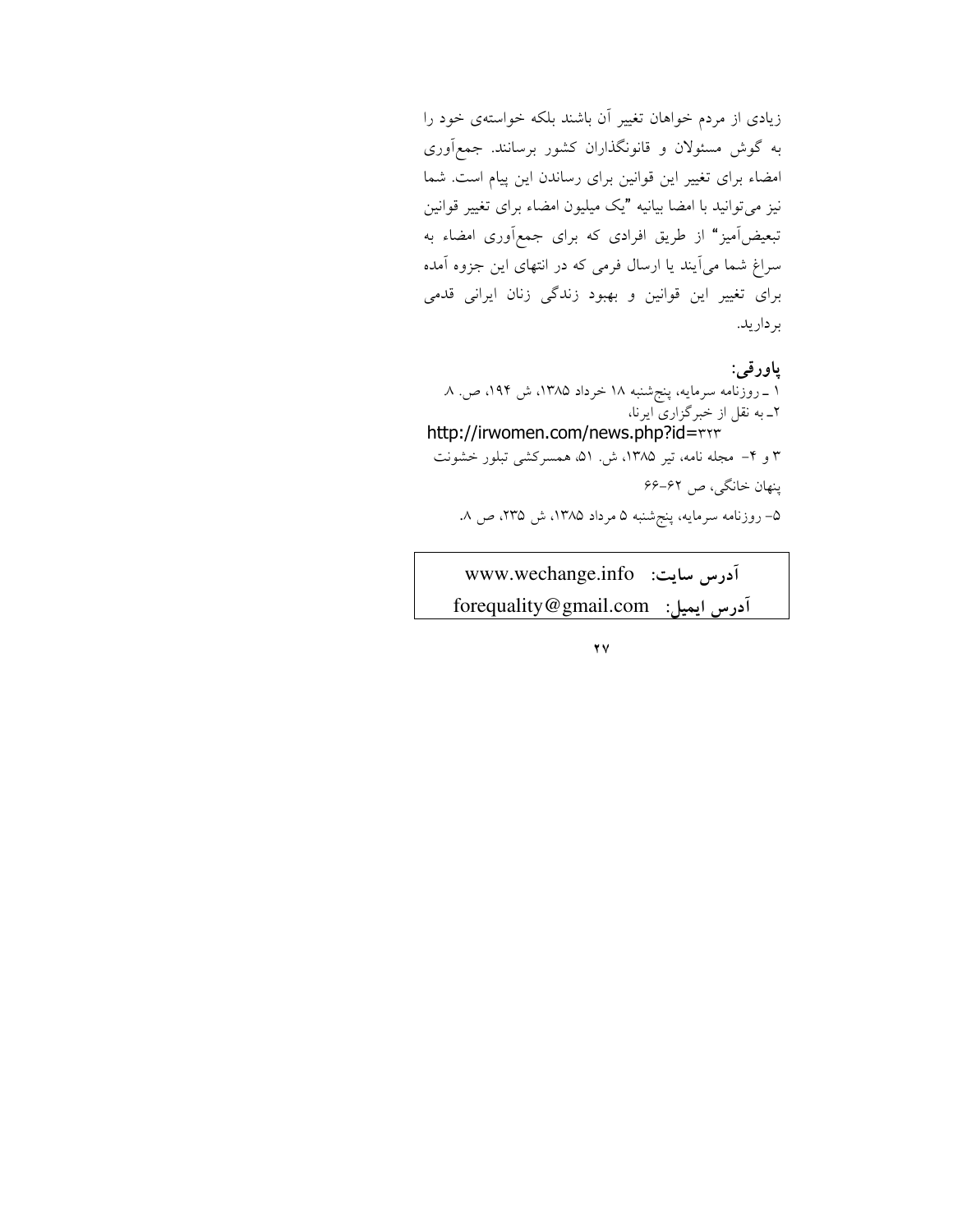زیادی از مردم خواهان تغییر آن باشند بلکه خواسته‌ی خود را به گوش مسئولان و قانونگذاران کشور برسانند. جمع‌آوری امضاء برای تغییر این قوانین برای رساندن این پیام است. شما نیز می‌توانید با امضا بیانیه "یک میلیون امضاء برای تغییر قوانین تبعیض‌آمیز" از طریق افرادی که برای جمع‌آوری امضاء به سراغ شما می‌آیند یا ارسال فرمی که در انتهای این جزوه آمده برای تغییر این قوانین و بهبود زندگی زنان ایرانی قدمی بردارید.

**پاورقی:**

۱ ـ روزنامه سرمایه، پنج‌شنبه ۱۸ خرداد ۱۳۸۵، ش ۱۹۴، ص. ۸.

۲ـ به نقل از خبرگزاری ایرنا،
http://irwomen.com/news.php?id=۳۲۳

۳ و ۴- مجله نامه، تیر ۱۳۸۵، ش. ۵۱، همسرکشی تبلور خشونت پنهان خانگی، ص ۶۲-۶۶

۵- روزنامه سرمایه، پنج‌شنبه ۵ مرداد ۱۳۸۵، ش ۲۳۵، ص ۸.

**آدرس سایت:** www.wechange.info
**آدرس ایمیل:** forequality@gmail.com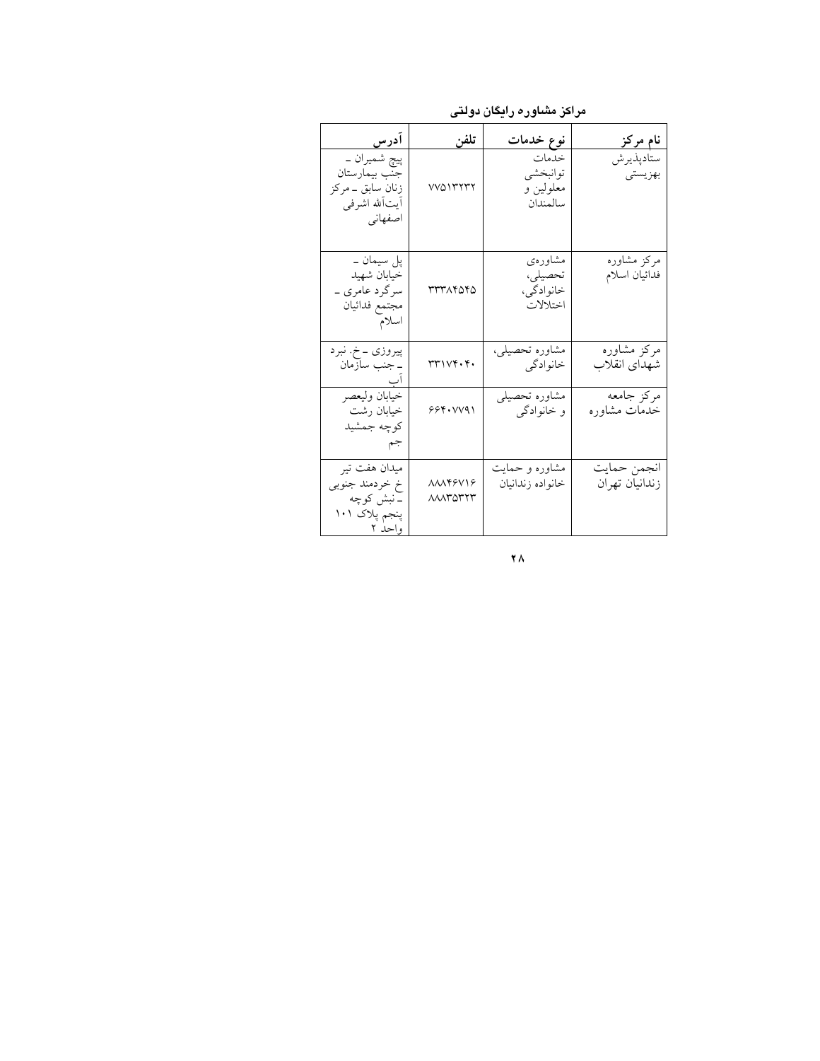**مراکز مشاوره رایگان دولتی**

| نام مرکز | نوع خدمات | تلفن | آدرس |
|---|---|---|---|
| ستادپذیرش بهزیستی | خدمات توانبخشی معلولین و سالمندان | ۷۷۵۱۳۲۳۲ | پیچ شمیران ـ جنب بیمارستان زنان سابق ـ مرکز آیت‌الله اشرفی اصفهانی |
| مرکز مشاوره فدائیان اسلام | مشاوره‌ی تحصیلی، خانوادگی، اختلالات | ۳۳۳۸۴۵۴۵ | پل سیمان ـ خیابان شهید سرگرد عامری ـ مجتمع فدائیان اسلام |
| مرکز مشاوره شهدای انقلاب | مشاوره تحصیلی، خانوادگی | ۳۳۱۷۴۰۴۰ | پیروزی ـ خ. نبرد ـ جنب سازمان آب |
| مرکز جامعه خدمات مشاوره | مشاوره تحصیلی و خانوادگی | ۶۶۴۰۷۷۹۱ | خیابان ولیعصر خیابان رشت کوچه جمشید جم |
| انجمن حمایت زندانیان تهران | مشاوره و حمایت خانواده زندانیان | ۸۸۸۴۶۷۱۶ ۸۸۸۳۵۳۲۳ | میدان هفت تیر خ خردمند جنوبی ـ نبش کوچه پنجم پلاک ۱۰۱ واحد ۲ |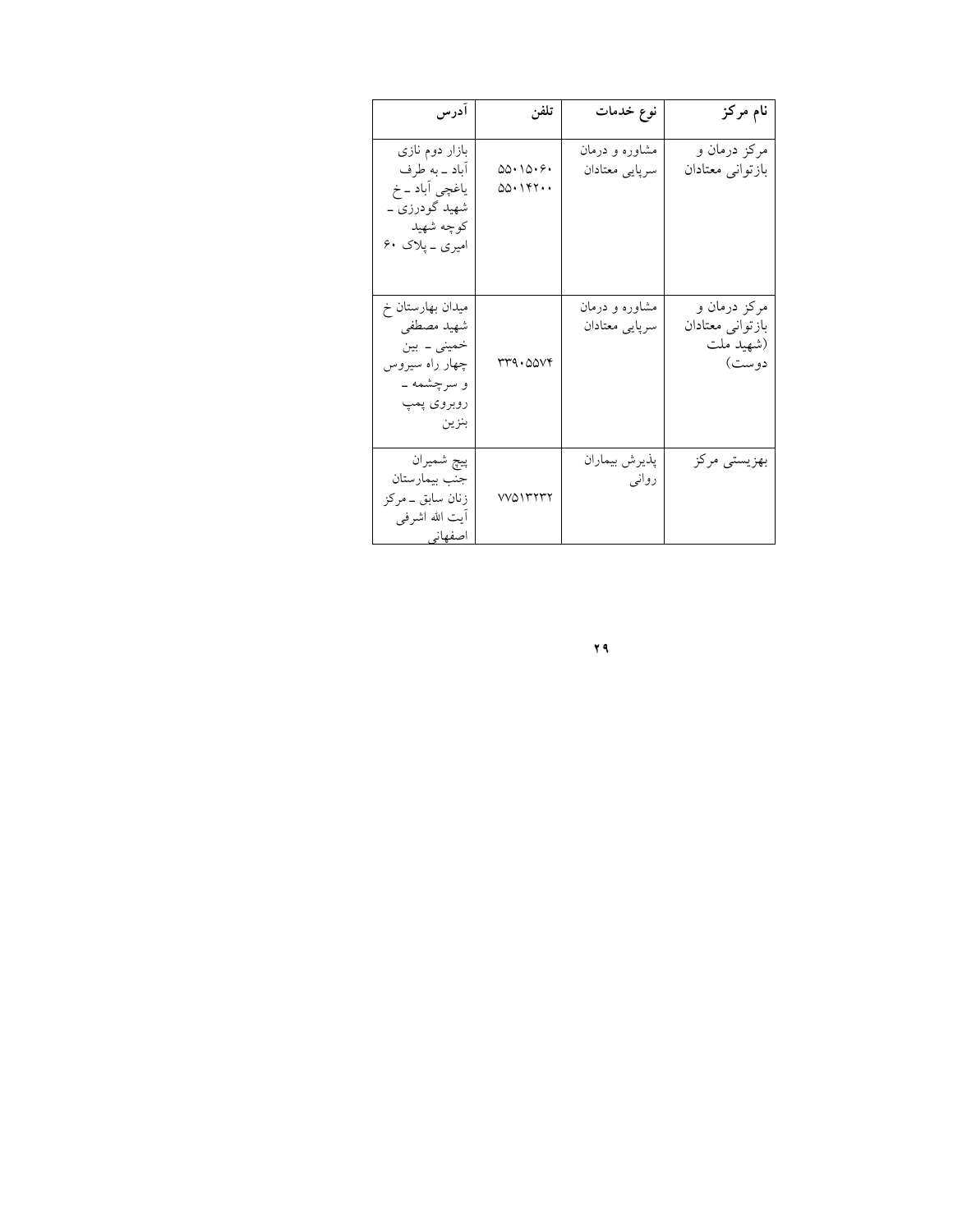| نام مرکز | نوع خدمات | تلفن | آدرس |
|---|---|---|---|
| مرکز درمان و بازتوانی معتادان | مشاوره و درمان سرپایی معتادان | ۵۵۰۱۵۰۶۰ ۵۵۰۱۴۲۰۰ | بازار دوم نازی آباد ـ به طرف یاغچی آباد ـ خ شهید گودرزی ـ کوچه شهید امیری ـ پلاک ۶۰ |
| مرکز درمان و بازتوانی معتادان (شهید ملت دوست) | مشاوره و درمان سرپایی معتادان | ۳۳۹۰۵۵۷۴ | میدان بهارستان خ شهید مصطفی خمینی ـ بین چهار راه سیروس و سرچشمه ـ روبروی پمپ بنزین |
| بهزیستی مرکز | پذیرش بیماران روانی | ۷۷۵۱۳۲۳۲ | پیچ شمیران جنب بیمارستان زنان سابق ـ مرکز آیت الله اشرفی اصفهانی |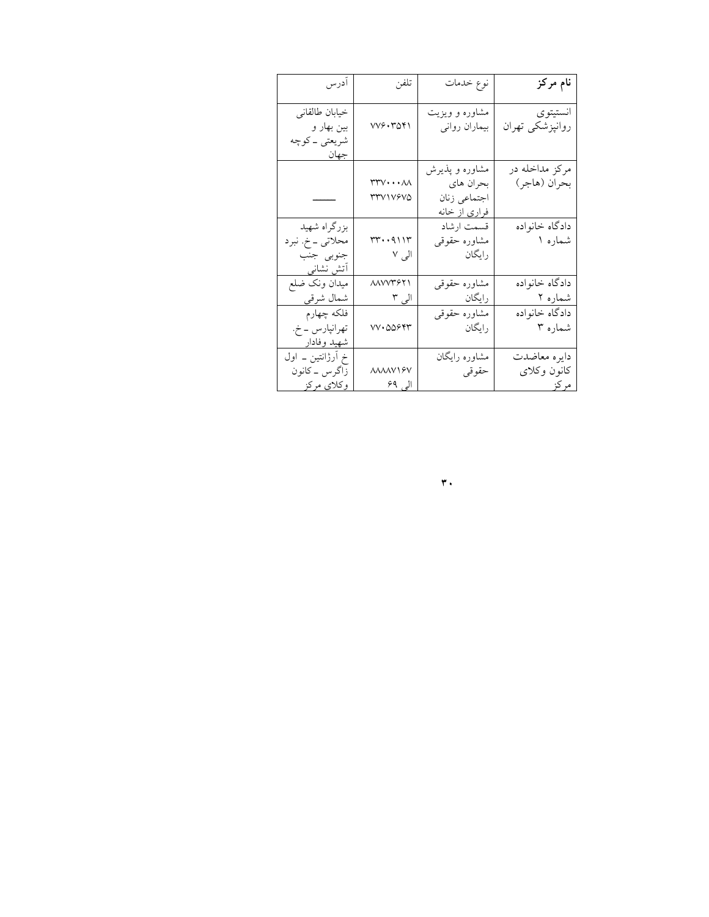| نام مرکز | نوع خدمات | تلفن | آدرس |
|---|---|---|---|
| انستیتوی روانپزشکی تهران | مشاوره و ویزیت بیماران روانی | ۷۷۶۰۳۵۴۱ | خیابان طالقانی بین بهار و شریعتی ـ کوچه جهان |
| مرکز مداخله در بحران (هاجر) | مشاوره و پذیرش بحران های اجتماعی زنان فراری از خانه | ۳۳۷۰۰۰۸۸ ۳۳۷۱۷۶۷۵ | ـــــــ |
| دادگاه خانواده شماره ۱ | قسمت ارشاد مشاوره حقوقی رایگان | ۳۳۰۰۹۱۱۳ الی ۷ | بزرگراه شهید محلاتی ـ خ. نبرد جنوبی جنب آتش نشانی |
| دادگاه خانواده شماره ۲ | مشاوره حقوقی رایگان | ۸۸۷۷۳۶۲۱ الی ۳ | میدان ونک ضلع شمال شرقی |
| دادگاه خانواده شماره ۳ | مشاوره حقوقی رایگان | ۷۷۰۵۵۶۴۳ | فلکه چهارم تهرانپارس ـ خ. شهید وفادار |
| دایره معاضدت کانون وکلای مرکز | مشاوره رایگان حقوقی | ۸۸۸۸۷۱۶۷ الی ۶۹ | خ آرژانتین ـ اول زاگرس ـ کانون وکلای مرکز |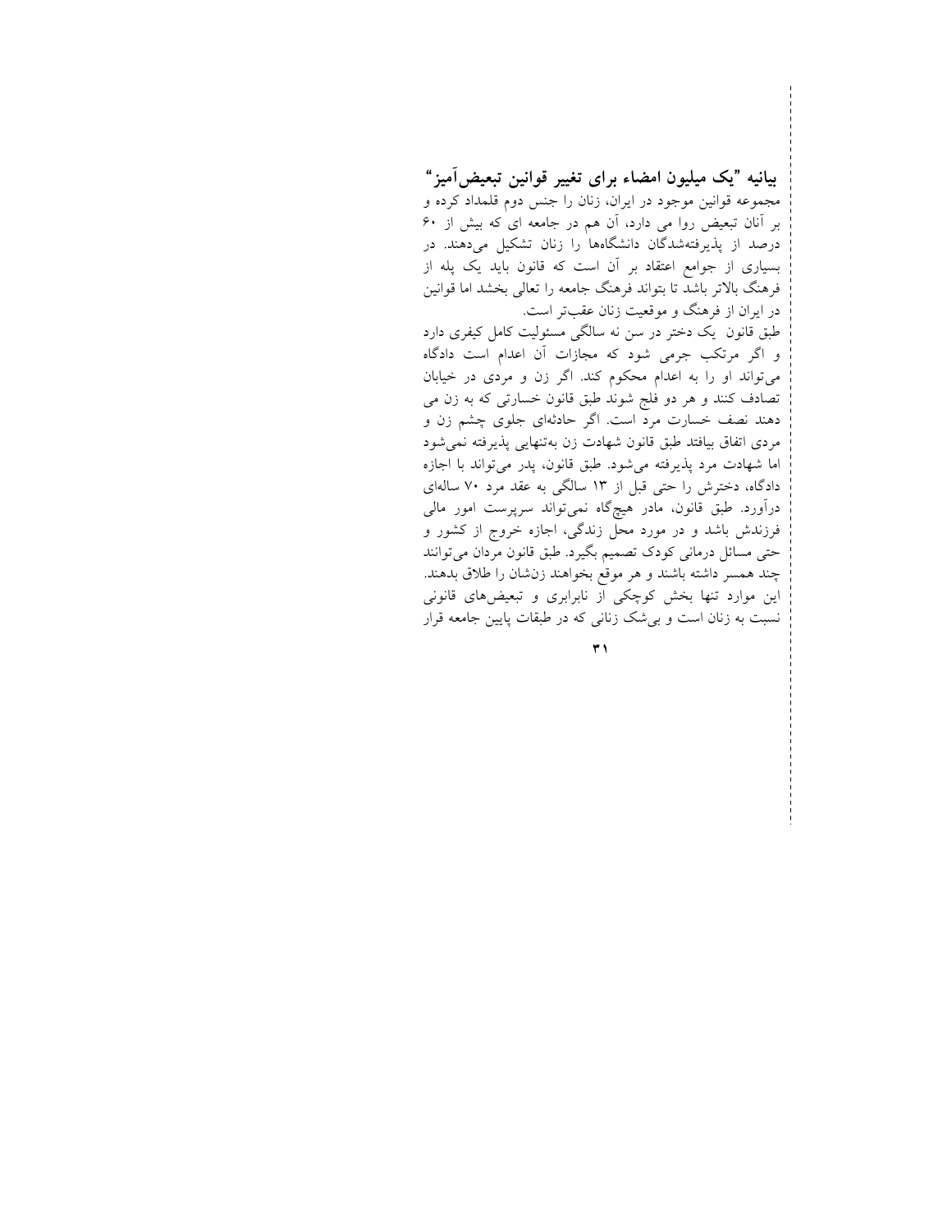## بیانیه "یک میلیون امضاء برای تغییر قوانین تبعیض‌آمیز"

مجموعه قوانین موجود در ایران، زنان را جنس دوم قلمداد کرده و بر آنان تبعیض روا می دارد، آن هم در جامعه ای که بیش از ۶۰ درصد از پذیرفته‌شدگان دانشگاه‌ها را زنان تشکیل می‌دهند. در بسیاری از جوامع اعتقاد بر آن است که قانون باید یک پله از فرهنگ بالاتر باشد تا بتواند فرهنگ جامعه را تعالی بخشد اما قوانین در ایران از فرهنگ و موقعیت زنان عقب‌تر است.

طبق قانون یک دختر در سن نه سالگی مسئولیت کامل کیفری دارد و اگر مرتکب جرمی شود که مجازات آن اعدام است دادگاه می‌تواند او را به اعدام محکوم کند. اگر زن و مردی در خیابان تصادف کنند و هر دو فلج شوند طبق قانون خسارتی که به زن می دهند نصف خسارت مرد است. اگر حادثه‌ای جلوی چشم زن و مردی اتفاق بیافتد طبق قانون شهادت زن به‌تنهایی پذیرفته نمی‌شود اما شهادت مرد پذیرفته می‌شود. طبق قانون، پدر می‌تواند با اجازه دادگاه، دخترش را حتی قبل از ۱۳ سالگی به عقد مرد ۷۰ ساله‌ای درآورد. طبق قانون، مادر هیچ‌گاه نمی‌تواند سرپرست امور مالی فرزندش باشد و در مورد محل زندگی، اجازه خروج از کشور و حتی مسائل درمانی کودک تصمیم بگیرد. طبق قانون مردان می‌توانند چند همسر داشته باشند و هر موقع بخواهند زنشان را طلاق بدهند. این موارد تنها بخش کوچکی از نابرابری و تبعیض‌های قانونی نسبت به زنان است و بی‌شک زنانی که در طبقات پایین جامعه قرار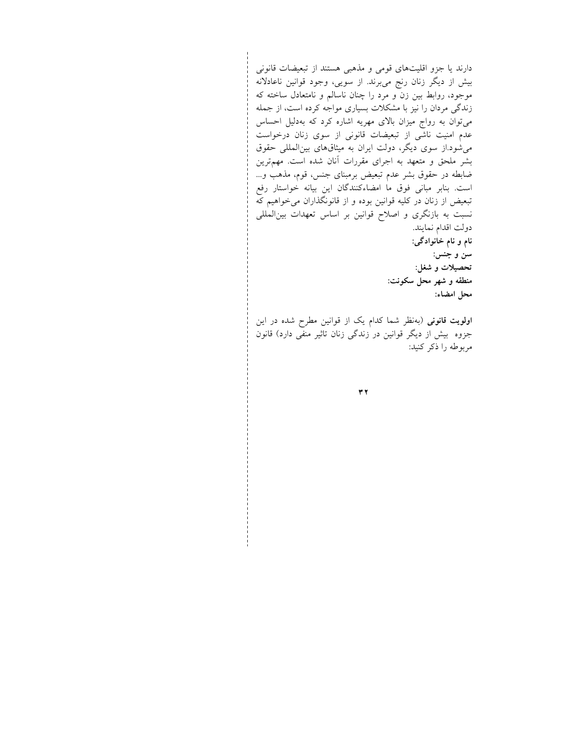دارند یا جزو اقلیت‌های قومی و مذهبی هستند از تبعیضات قانونی بیش از دیگر زنان رنج می‌برند. از سویی، وجود قوانین ناعادلانه موجود، روابط بین زن و مرد را چنان ناسالم و نامتعادل ساخته که زندگی مردان را نیز با مشکلات بسیاری مواجه کرده است، از جمله می‌توان به رواج میزان بالای مهریه اشاره کرد که به‌دلیل احساس عدم امنیت ناشی از تبعیضات قانونی از سوی زنان درخواست می‌شود.از سوی دیگر، دولت ایران به میثاق‌های بین‌المللی حقوق بشر ملحق و متعهد به اجرای مقررات آنان شده است. مهم‌ترین ضابطه در حقوق بشر عدم تبعیض برمبنای جنس، قوم، مذهب و... است. بنابر مبانی فوق ما امضاءکنندگان این بیانه خواستار رفع تبعیض از زنان در کلیه قوانین بوده و از قانونگذاران می‌خواهیم که نسبت به بازنگری و اصلاح قوانین بر اساس تعهدات بین‌المللی دولت اقدام نمایند.

**نام و نام خانوادگی:**

**سن و جنس:**

**تحصیلات و شغل:**

**منطقه و شهر محل سکونت:**

**محل امضاء:**

**اولویت قانونی** (به‌نظر شما کدام یک از قوانین مطرح شده در این جزوه بیش از دیگر قوانین در زندگی زنان تاثیر منفی دارد) قانون مربوطه را ذکر کنید: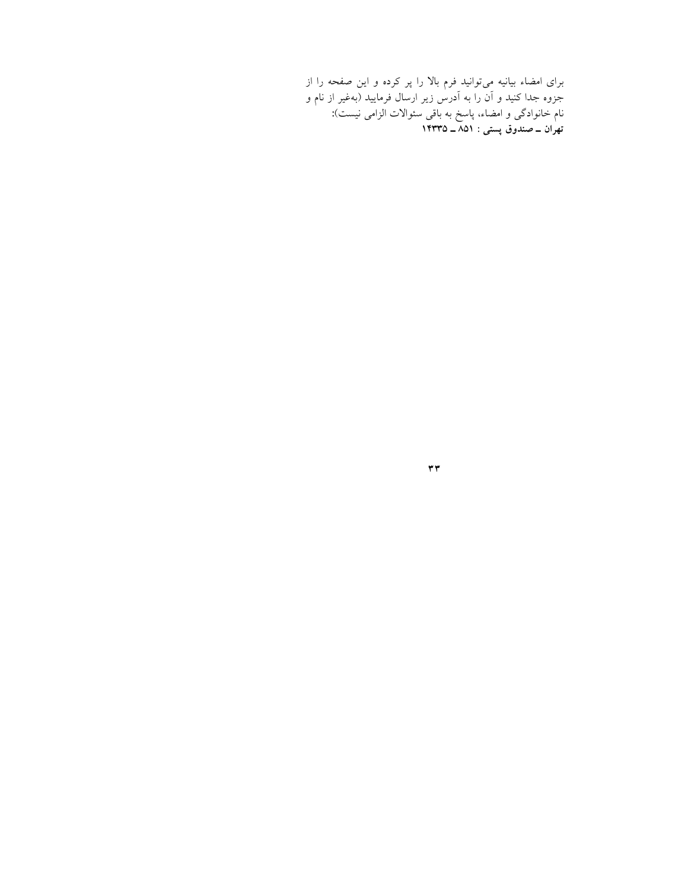برای امضاء بیانیه می‌توانید فرم بالا را پر کرده و این صفحه را از جزوه جدا کنید و آن را به آدرس زیر ارسال فرمایید (به‌غیر از نام و نام خانوادگی و امضاء، پاسخ به باقی سئوالات الزامی نیست):

**تهران ــ صندوق پستی : ۸۵۱ ــ ۱۴۳۳۵**